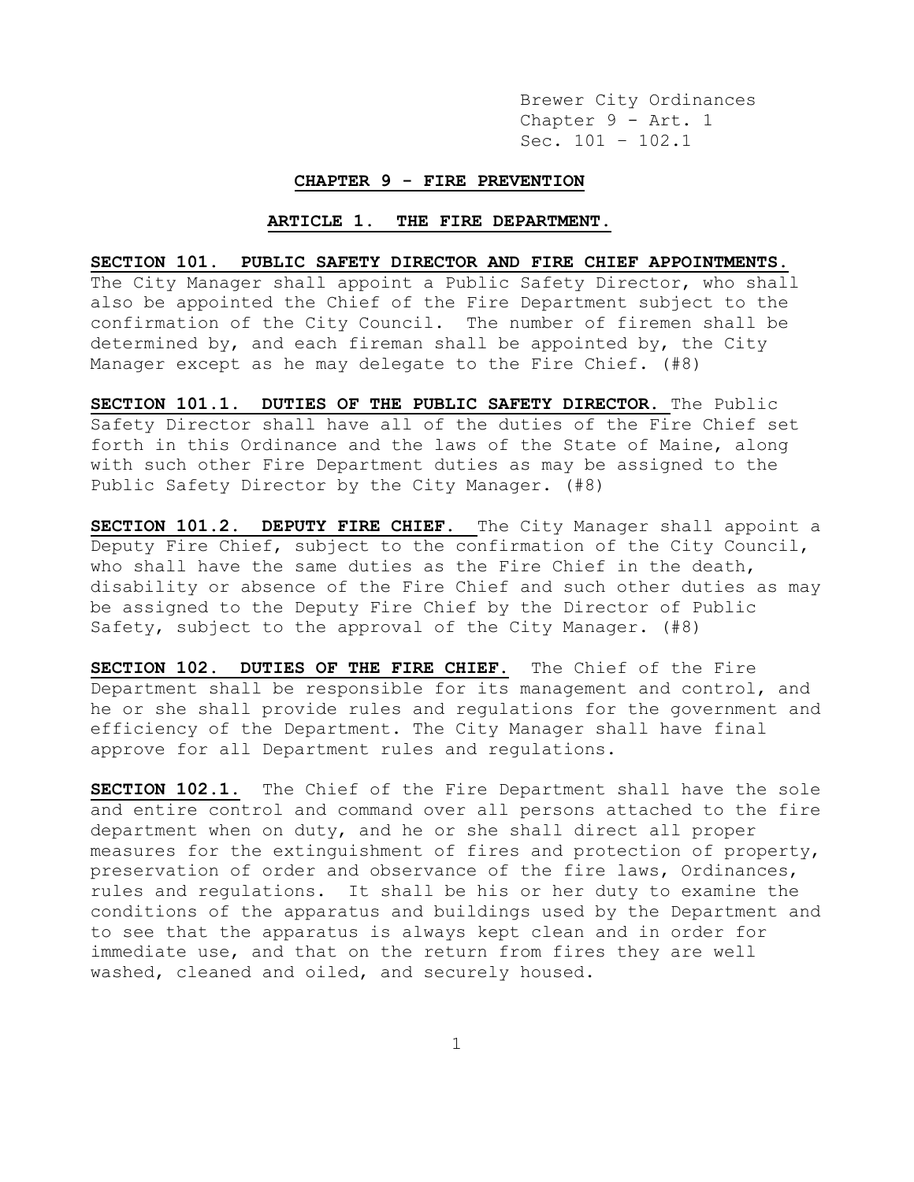## CHAPTER 9 - FIRE PREVENTION

### ARTICLE 1. THE FIRE DEPARTMENT.

**SECTION 101. PUBLIC SAFETY DIRECTOR AND FIRE CHIEF APPOINTMENTS.** The City Manager shall appoint a Public Safety Director, who shall also be appointed the Chief of the Fire Department subject to the confirmation of the City Council. The number of firemen shall be determined by, and each fireman shall be appointed by, the City Manager except as he may delegate to the Fire Chief. (#8)

**SECTION 101.1. DUTIES OF THE PUBLIC SAFETY DIRECTOR.** The Public Safety Director shall have all of the duties of the Fire Chief set forth in this Ordinance and the laws of the State of Maine, along with such other Fire Department duties as may be assigned to the Public Safety Director by the City Manager. (#8)

**SECTION 101.2. DEPUTY FIRE CHIEF.** The City Manager shall appoint a Deputy Fire Chief, subject to the confirmation of the City Council, who shall have the same duties as the Fire Chief in the death, disability or absence of the Fire Chief and such other duties as may be assigned to the Deputy Fire Chief by the Director of Public Safety, subject to the approval of the City Manager. (#8)

**SECTION 102. DUTIES OF THE FIRE CHIEF.** The Chief of the Fire Department shall be responsible for its management and control, and he or she shall provide rules and regulations for the government and efficiency of the Department. The City Manager shall have final approve for all Department rules and regulations.

**SECTION 102.1.** The Chief of the Fire Department shall have the sole and entire control and command over all persons attached to the fire department when on duty, and he or she shall direct all proper measures for the extinguishment of fires and protection of property, preservation of order and observance of the fire laws, Ordinances, rules and regulations. It shall be his or her duty to examine the conditions of the apparatus and buildings used by the Department and to see that the apparatus is always kept clean and in order for immediate use, and that on the return from fires they are well washed, cleaned and oiled, and securely housed.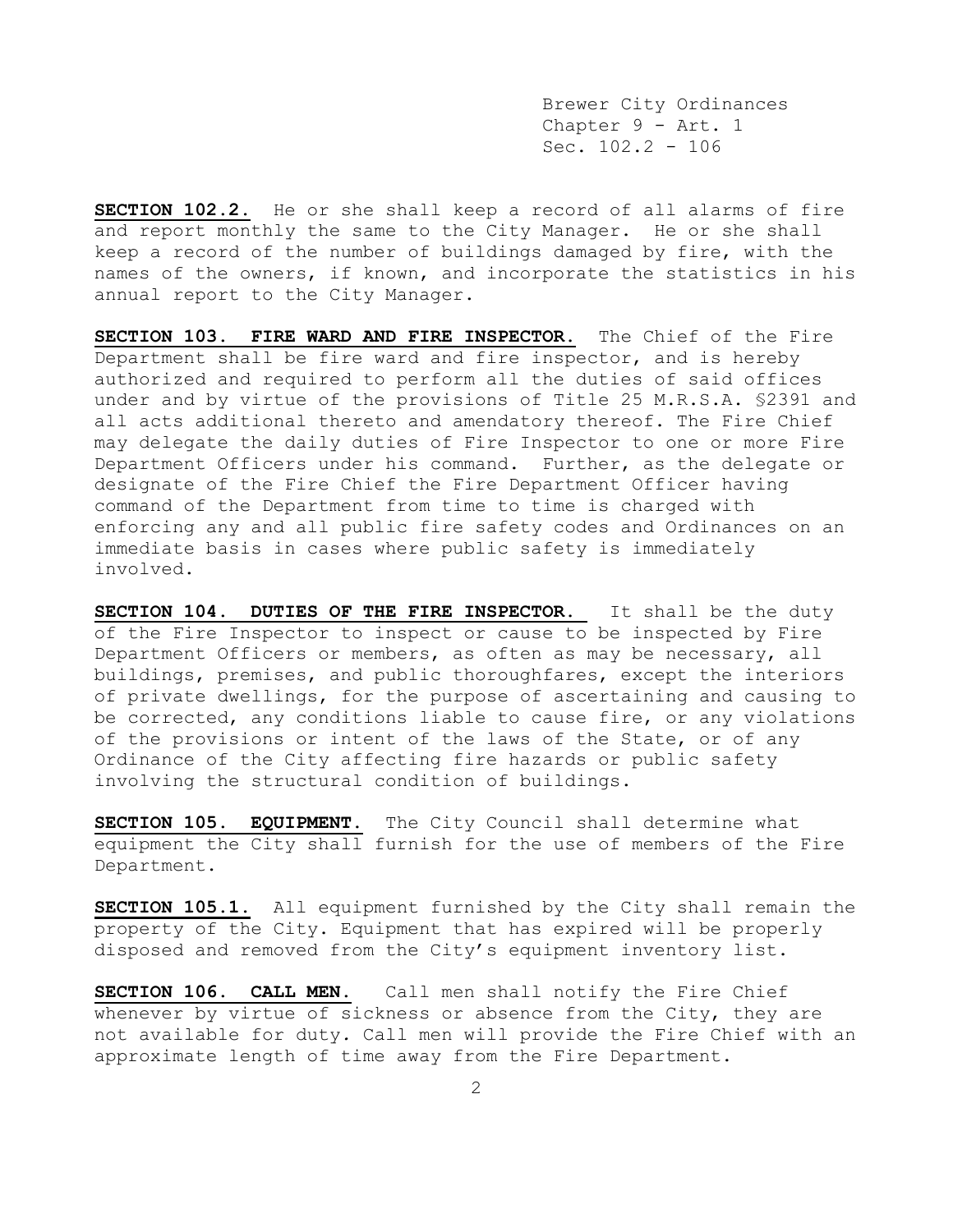**SECTION 102.2.** He or she shall keep a record of all alarms of fire and report monthly the same to the City Manager. He or she shall keep a record of the number of buildings damaged by fire, with the names of the owners, if known, and incorporate the statistics in his annual report to the City Manager.

**SECTION 103. FIRE WARD AND FIRE INSPECTOR.** The Chief of the Fire Department shall be fire ward and fire inspector, and is hereby authorized and required to perform all the duties of said offices under and by virtue of the provisions of Title 25 M.R.S.A. §2391 and all acts additional thereto and amendatory thereof. The Fire Chief may delegate the daily duties of Fire Inspector to one or more Fire Department Officers under his command. Further, as the delegate or designate of the Fire Chief the Fire Department Officer having command of the Department from time to time is charged with enforcing any and all public fire safety codes and Ordinances on an immediate basis in cases where public safety is immediately involved.

**SECTION 104. DUTIES OF THE FIRE INSPECTOR.** It shall be the duty of the Fire Inspector to inspect or cause to be inspected by Fire Department Officers or members, as often as may be necessary, all buildings, premises, and public thoroughfares, except the interiors of private dwellings, for the purpose of ascertaining and causing to be corrected, any conditions liable to cause fire, or any violations of the provisions or intent of the laws of the State, or of any Ordinance of the City affecting fire hazards or public safety involving the structural condition of buildings.

**SECTION 105. EQUIPMENT.** The City Council shall determine what equipment the City shall furnish for the use of members of the Fire Department.

**SECTION 105.1.** All equipment furnished by the City shall remain the property of the City. Equipment that has expired will be properly disposed and removed from the City's equipment inventory list.

**SECTION 106. CALL MEN.** Call men shall notify the Fire Chief whenever by virtue of sickness or absence from the City, they are not available for duty. Call men will provide the Fire Chief with an approximate length of time away from the Fire Department.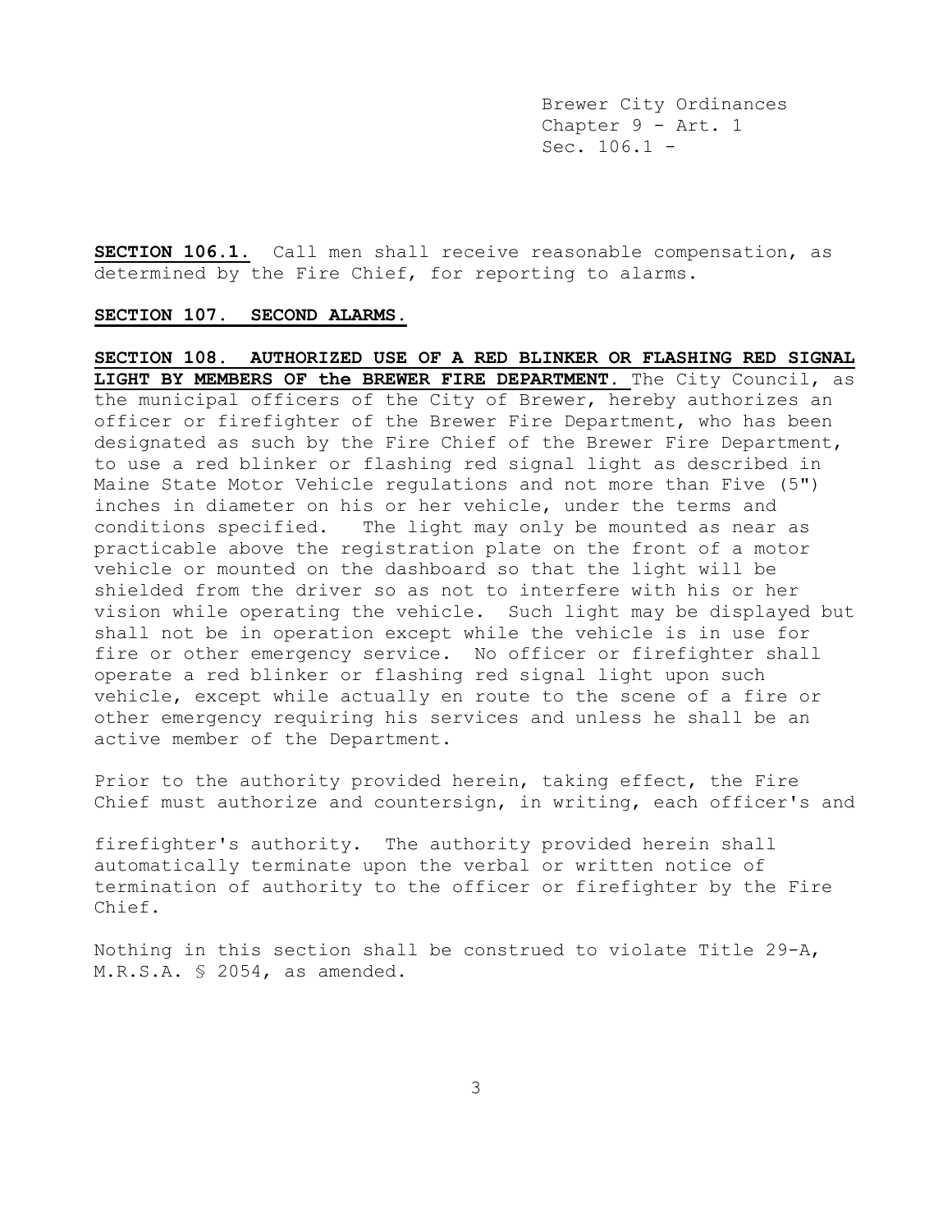**SECTION 106.1.** Call men shall receive reasonable compensation, as determined by the Fire Chief, for reporting to alarms.

**SECTION 107. SECOND ALARMS.**

**SECTION 108. AUTHORIZED USE OF A RED BLINKER OR FLASHING RED SIGNAL LIGHT BY MEMBERS OF the BREWER FIRE DEPARTMENT.** The City Council, as the municipal officers of the City of Brewer, hereby authorizes an officer or firefighter of the Brewer Fire Department, who has been designated as such by the Fire Chief of the Brewer Fire Department, to use a red blinker or flashing red signal light as described in Maine State Motor Vehicle regulations and not more than Five (5") inches in diameter on his or her vehicle, under the terms and conditions specified. The light may only be mounted as near as practicable above the registration plate on the front of a motor vehicle or mounted on the dashboard so that the light will be shielded from the driver so as not to interfere with his or her vision while operating the vehicle. Such light may be displayed but shall not be in operation except while the vehicle is in use for fire or other emergency service. No officer or firefighter shall operate a red blinker or flashing red signal light upon such vehicle, except while actually en route to the scene of a fire or other emergency requiring his services and unless he shall be an active member of the Department.

Prior to the authority provided herein, taking effect, the Fire Chief must authorize and countersign, in writing, each officer's and firefighter's authority. The authority provided herein shall automatically terminate upon the verbal or written notice of termination of authority to the officer or firefighter by the Fire Chief.

Nothing in this section shall be construed to violate Title 29-A, M.R.S.A. § 2054, as amended.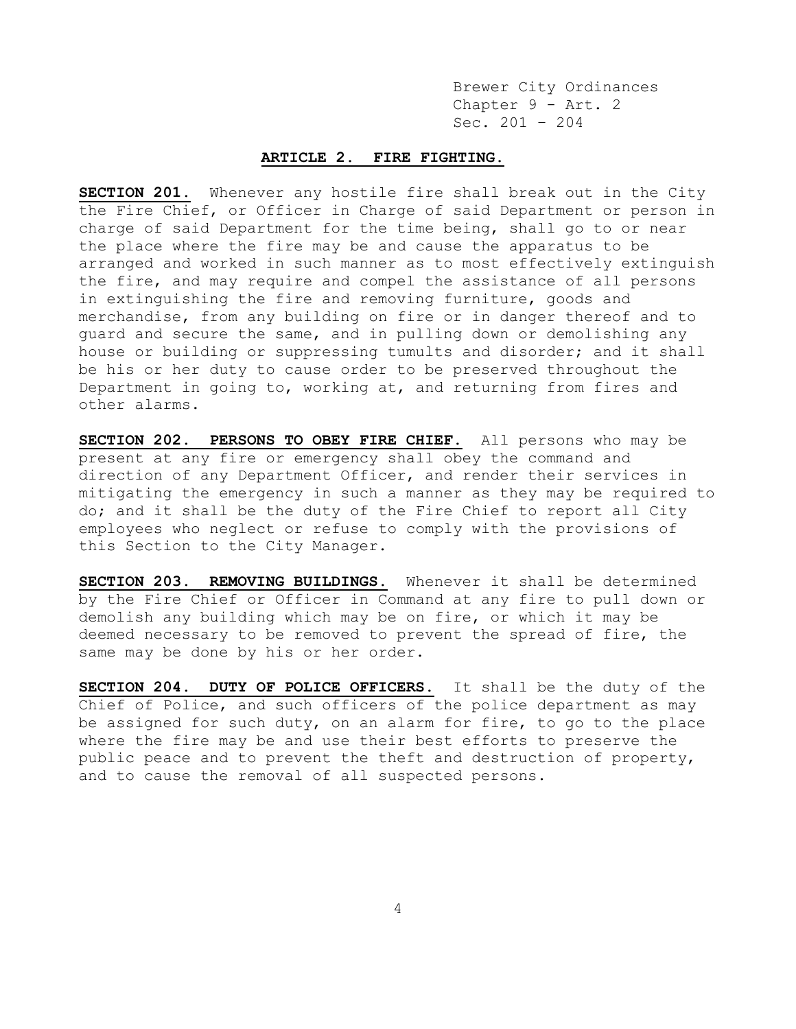## ARTICLE 2. FIRE FIGHTING.

**SECTION 201.** Whenever any hostile fire shall break out in the City the Fire Chief, or Officer in Charge of said Department or person in charge of said Department for the time being, shall go to or near the place where the fire may be and cause the apparatus to be arranged and worked in such manner as to most effectively extinguish the fire, and may require and compel the assistance of all persons in extinguishing the fire and removing furniture, goods and merchandise, from any building on fire or in danger thereof and to guard and secure the same, and in pulling down or demolishing any house or building or suppressing tumults and disorder; and it shall be his or her duty to cause order to be preserved throughout the Department in going to, working at, and returning from fires and other alarms.

**SECTION 202. PERSONS TO OBEY FIRE CHIEF.** All persons who may be present at any fire or emergency shall obey the command and direction of any Department Officer, and render their services in mitigating the emergency in such a manner as they may be required to do; and it shall be the duty of the Fire Chief to report all City employees who neglect or refuse to comply with the provisions of this Section to the City Manager.

**SECTION 203. REMOVING BUILDINGS.** Whenever it shall be determined by the Fire Chief or Officer in Command at any fire to pull down or demolish any building which may be on fire, or which it may be deemed necessary to be removed to prevent the spread of fire, the same may be done by his or her order.

**SECTION 204. DUTY OF POLICE OFFICERS.** It shall be the duty of the Chief of Police, and such officers of the police department as may be assigned for such duty, on an alarm for fire, to go to the place where the fire may be and use their best efforts to preserve the public peace and to prevent the theft and destruction of property, and to cause the removal of all suspected persons.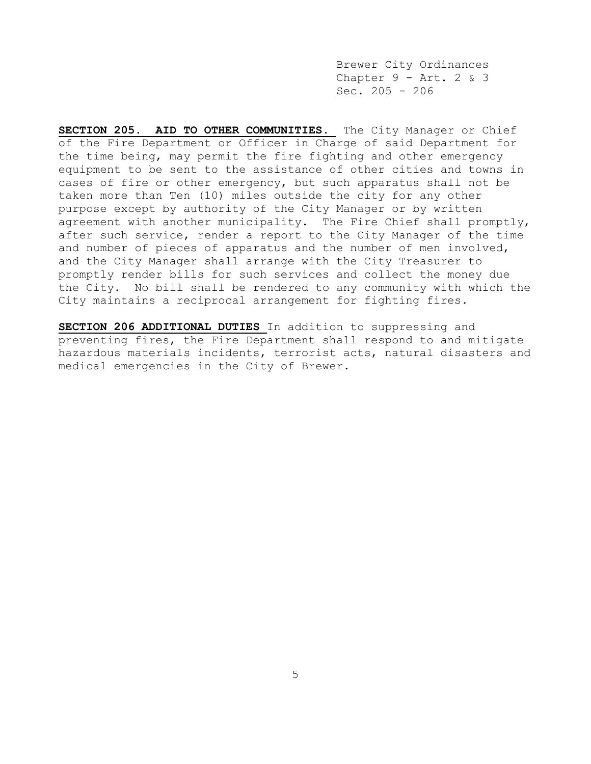**SECTION 205. AID TO OTHER COMMUNITIES.** The City Manager or Chief of the Fire Department or Officer in Charge of said Department for the time being, may permit the fire fighting and other emergency equipment to be sent to the assistance of other cities and towns in cases of fire or other emergency, but such apparatus shall not be taken more than Ten (10) miles outside the city for any other purpose except by authority of the City Manager or by written agreement with another municipality. The Fire Chief shall promptly, after such service, render a report to the City Manager of the time and number of pieces of apparatus and the number of men involved, and the City Manager shall arrange with the City Treasurer to promptly render bills for such services and collect the money due the City. No bill shall be rendered to any community with which the City maintains a reciprocal arrangement for fighting fires.

**SECTION 206 ADDITIONAL DUTIES** In addition to suppressing and preventing fires, the Fire Department shall respond to and mitigate hazardous materials incidents, terrorist acts, natural disasters and medical emergencies in the City of Brewer.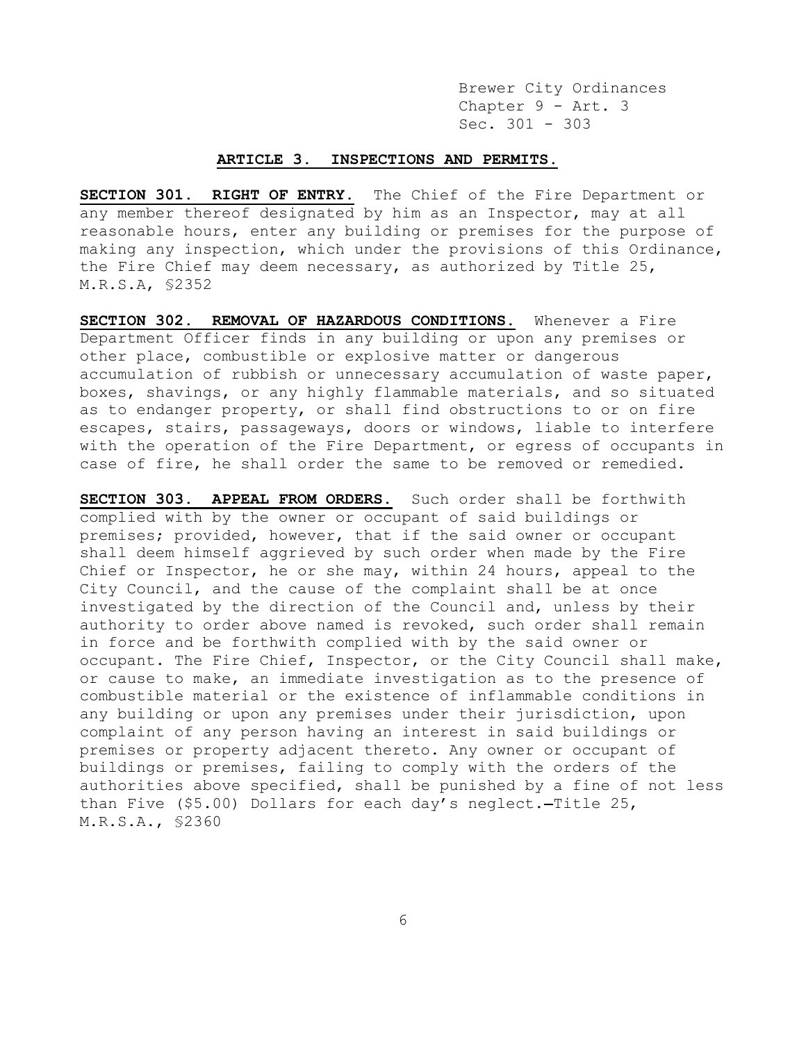## ARTICLE 3. INSPECTIONS AND PERMITS.

**SECTION 301. RIGHT OF ENTRY.** The Chief of the Fire Department or any member thereof designated by him as an Inspector, may at all reasonable hours, enter any building or premises for the purpose of making any inspection, which under the provisions of this Ordinance, the Fire Chief may deem necessary, as authorized by Title 25, M.R.S.A, §2352

**SECTION 302. REMOVAL OF HAZARDOUS CONDITIONS.** Whenever a Fire Department Officer finds in any building or upon any premises or other place, combustible or explosive matter or dangerous accumulation of rubbish or unnecessary accumulation of waste paper, boxes, shavings, or any highly flammable materials, and so situated as to endanger property, or shall find obstructions to or on fire escapes, stairs, passageways, doors or windows, liable to interfere with the operation of the Fire Department, or egress of occupants in case of fire, he shall order the same to be removed or remedied.

**SECTION 303. APPEAL FROM ORDERS.** Such order shall be forthwith complied with by the owner or occupant of said buildings or premises; provided, however, that if the said owner or occupant shall deem himself aggrieved by such order when made by the Fire Chief or Inspector, he or she may, within 24 hours, appeal to the City Council, and the cause of the complaint shall be at once investigated by the direction of the Council and, unless by their authority to order above named is revoked, such order shall remain in force and be forthwith complied with by the said owner or occupant. The Fire Chief, Inspector, or the City Council shall make, or cause to make, an immediate investigation as to the presence of combustible material or the existence of inflammable conditions in any building or upon any premises under their jurisdiction, upon complaint of any person having an interest in said buildings or premises or property adjacent thereto. Any owner or occupant of buildings or premises, failing to comply with the orders of the authorities above specified, shall be punished by a fine of not less than Five ($5.00) Dollars for each day's neglect.—Title 25, M.R.S.A., §2360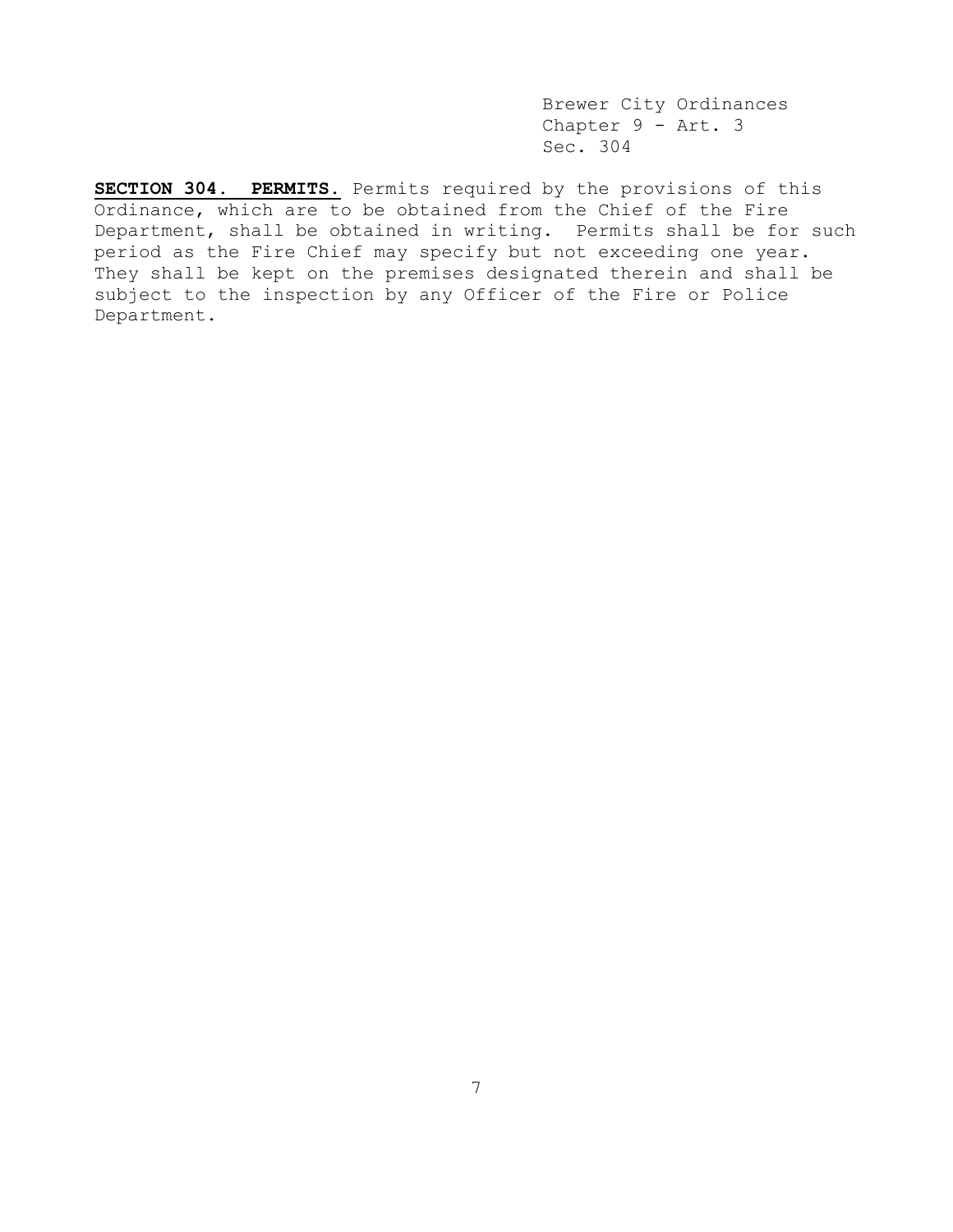**SECTION 304. PERMITS.** Permits required by the provisions of this Ordinance, which are to be obtained from the Chief of the Fire Department, shall be obtained in writing. Permits shall be for such period as the Fire Chief may specify but not exceeding one year. They shall be kept on the premises designated therein and shall be subject to the inspection by any Officer of the Fire or Police Department.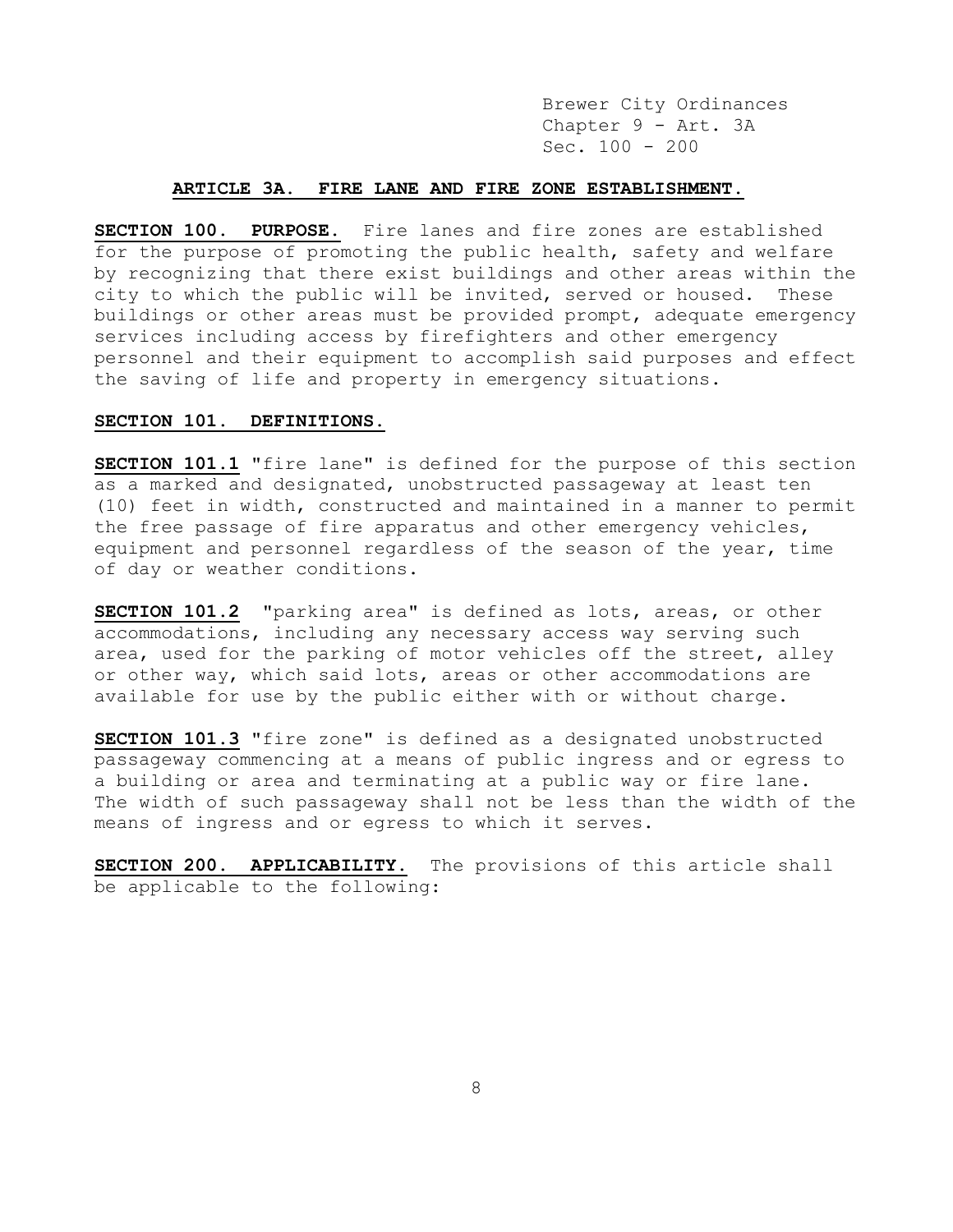## ARTICLE 3A. FIRE LANE AND FIRE ZONE ESTABLISHMENT.

**SECTION 100. PURPOSE.** Fire lanes and fire zones are established for the purpose of promoting the public health, safety and welfare by recognizing that there exist buildings and other areas within the city to which the public will be invited, served or housed. These buildings or other areas must be provided prompt, adequate emergency services including access by firefighters and other emergency personnel and their equipment to accomplish said purposes and effect the saving of life and property in emergency situations.

**SECTION 101. DEFINITIONS.**

**SECTION 101.1** "fire lane" is defined for the purpose of this section as a marked and designated, unobstructed passageway at least ten (10) feet in width, constructed and maintained in a manner to permit the free passage of fire apparatus and other emergency vehicles, equipment and personnel regardless of the season of the year, time of day or weather conditions.

**SECTION 101.2** "parking area" is defined as lots, areas, or other accommodations, including any necessary access way serving such area, used for the parking of motor vehicles off the street, alley or other way, which said lots, areas or other accommodations are available for use by the public either with or without charge.

**SECTION 101.3** "fire zone" is defined as a designated unobstructed passageway commencing at a means of public ingress and or egress to a building or area and terminating at a public way or fire lane. The width of such passageway shall not be less than the width of the means of ingress and or egress to which it serves.

**SECTION 200. APPLICABILITY.** The provisions of this article shall be applicable to the following: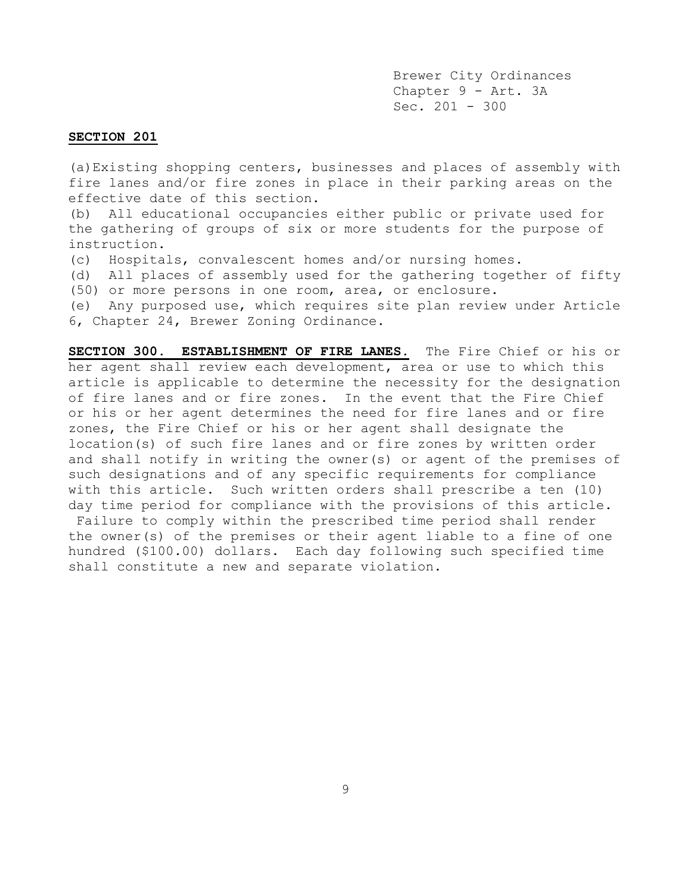**SECTION 201**

(a) Existing shopping centers, businesses and places of assembly with fire lanes and/or fire zones in place in their parking areas on the effective date of this section.

(b) All educational occupancies either public or private used for the gathering of groups of six or more students for the purpose of instruction.

(c) Hospitals, convalescent homes and/or nursing homes.

(d) All places of assembly used for the gathering together of fifty (50) or more persons in one room, area, or enclosure.

(e) Any purposed use, which requires site plan review under Article 6, Chapter 24, Brewer Zoning Ordinance.

**SECTION 300. ESTABLISHMENT OF FIRE LANES.** The Fire Chief or his or her agent shall review each development, area or use to which this article is applicable to determine the necessity for the designation of fire lanes and or fire zones. In the event that the Fire Chief or his or her agent determines the need for fire lanes and or fire zones, the Fire Chief or his or her agent shall designate the location(s) of such fire lanes and or fire zones by written order and shall notify in writing the owner(s) or agent of the premises of such designations and of any specific requirements for compliance with this article. Such written orders shall prescribe a ten (10) day time period for compliance with the provisions of this article. Failure to comply within the prescribed time period shall render the owner(s) of the premises or their agent liable to a fine of one hundred ($100.00) dollars. Each day following such specified time shall constitute a new and separate violation.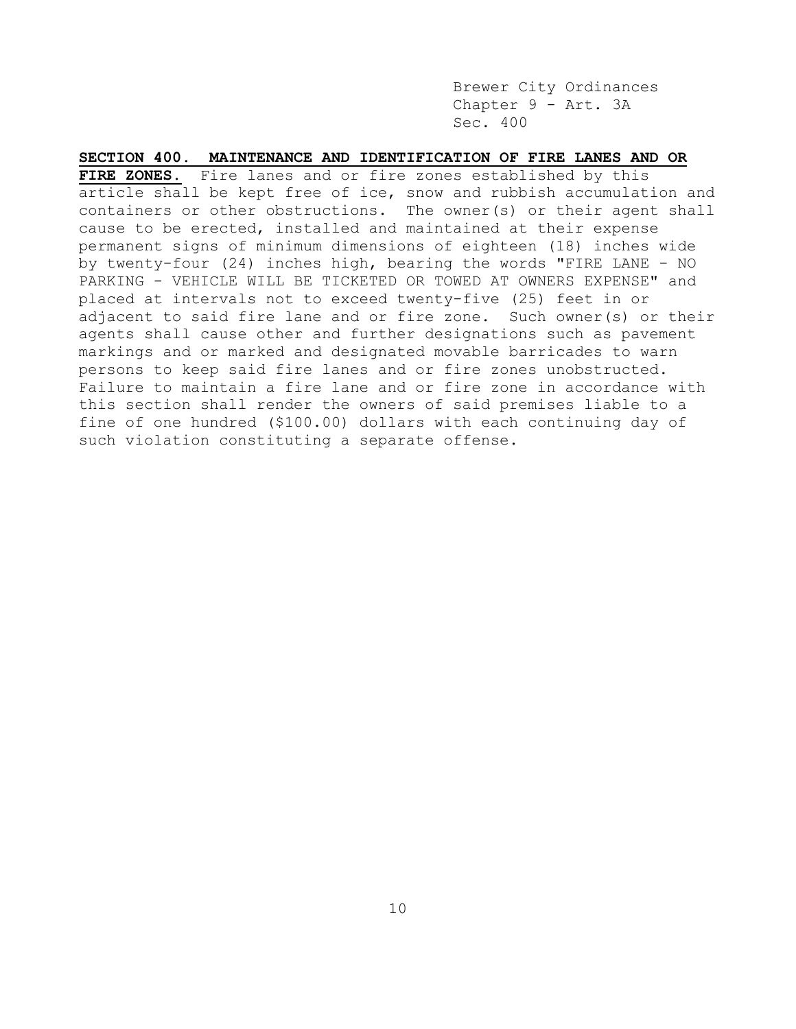**SECTION 400. MAINTENANCE AND IDENTIFICATION OF FIRE LANES AND OR FIRE ZONES.** Fire lanes and or fire zones established by this article shall be kept free of ice, snow and rubbish accumulation and containers or other obstructions. The owner(s) or their agent shall cause to be erected, installed and maintained at their expense permanent signs of minimum dimensions of eighteen (18) inches wide by twenty-four (24) inches high, bearing the words "FIRE LANE - NO PARKING - VEHICLE WILL BE TICKETED OR TOWED AT OWNERS EXPENSE" and placed at intervals not to exceed twenty-five (25) feet in or adjacent to said fire lane and or fire zone. Such owner(s) or their agents shall cause other and further designations such as pavement markings and or marked and designated movable barricades to warn persons to keep said fire lanes and or fire zones unobstructed. Failure to maintain a fire lane and or fire zone in accordance with this section shall render the owners of said premises liable to a fine of one hundred ($100.00) dollars with each continuing day of such violation constituting a separate offense.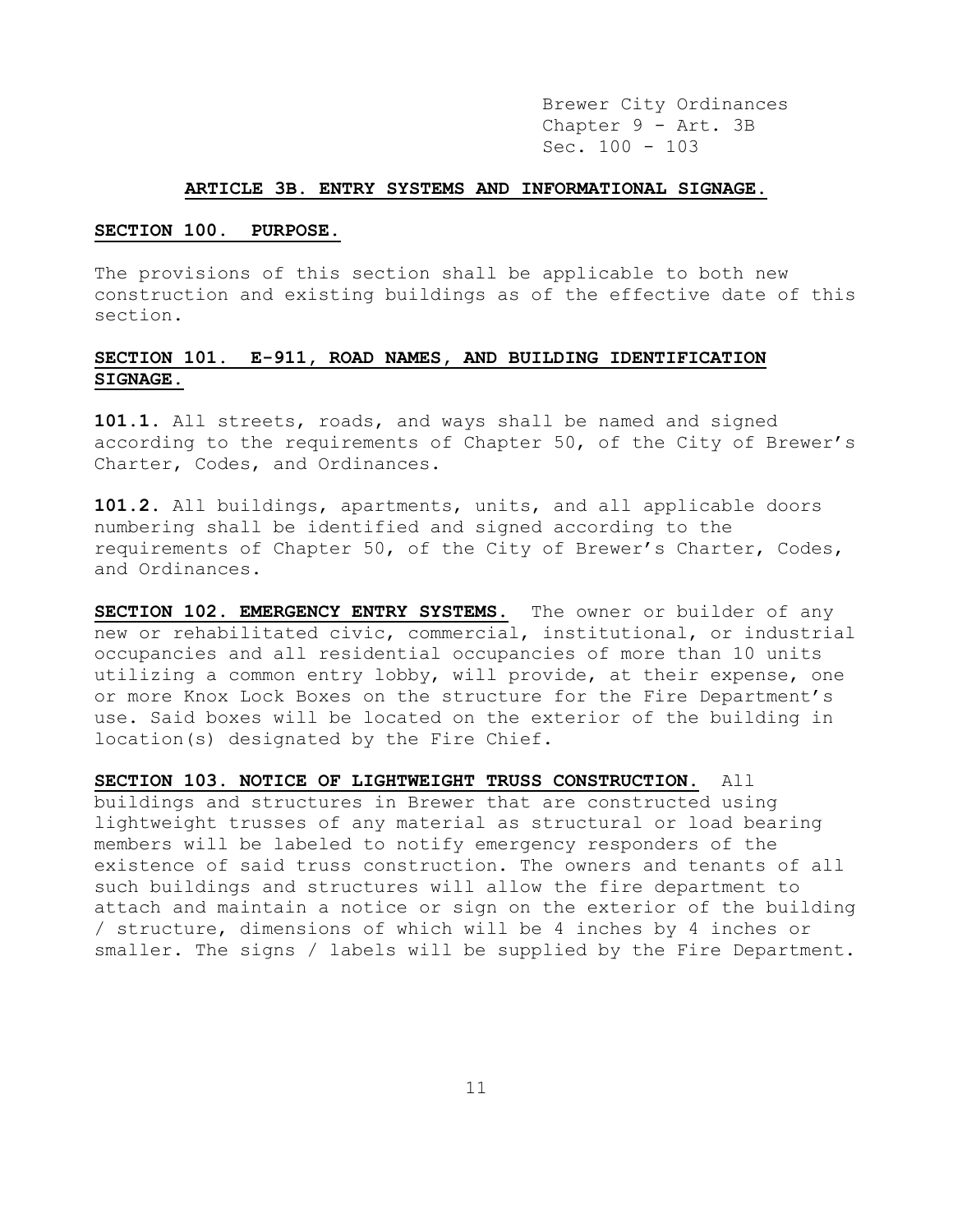Brewer City Ordinances
Chapter 9 - Art. 3B
Sec. 100 - 103

## ARTICLE 3B. ENTRY SYSTEMS AND INFORMATIONAL SIGNAGE.

### SECTION 100. PURPOSE.

The provisions of this section shall be applicable to both new construction and existing buildings as of the effective date of this section.

### SECTION 101. E-911, ROAD NAMES, AND BUILDING IDENTIFICATION SIGNAGE.

**101.1.** All streets, roads, and ways shall be named and signed according to the requirements of Chapter 50, of the City of Brewer's Charter, Codes, and Ordinances.

**101.2.** All buildings, apartments, units, and all applicable doors numbering shall be identified and signed according to the requirements of Chapter 50, of the City of Brewer's Charter, Codes, and Ordinances.

**SECTION 102. EMERGENCY ENTRY SYSTEMS.** The owner or builder of any new or rehabilitated civic, commercial, institutional, or industrial occupancies and all residential occupancies of more than 10 units utilizing a common entry lobby, will provide, at their expense, one or more Knox Lock Boxes on the structure for the Fire Department's use. Said boxes will be located on the exterior of the building in location(s) designated by the Fire Chief.

**SECTION 103. NOTICE OF LIGHTWEIGHT TRUSS CONSTRUCTION.** All buildings and structures in Brewer that are constructed using lightweight trusses of any material as structural or load bearing members will be labeled to notify emergency responders of the existence of said truss construction. The owners and tenants of all such buildings and structures will allow the fire department to attach and maintain a notice or sign on the exterior of the building / structure, dimensions of which will be 4 inches by 4 inches or smaller. The signs / labels will be supplied by the Fire Department.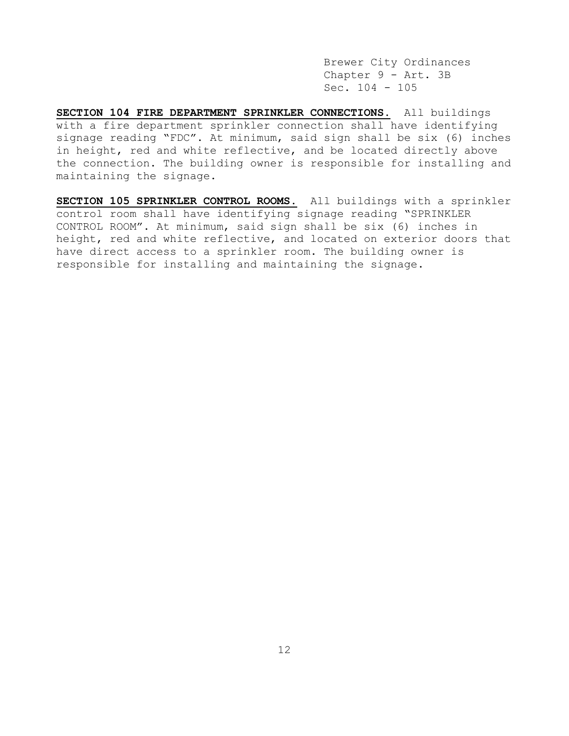**SECTION 104 FIRE DEPARTMENT SPRINKLER CONNECTIONS.** All buildings with a fire department sprinkler connection shall have identifying signage reading "FDC". At minimum, said sign shall be six (6) inches in height, red and white reflective, and be located directly above the connection. The building owner is responsible for installing and maintaining the signage.

**SECTION 105 SPRINKLER CONTROL ROOMS.** All buildings with a sprinkler control room shall have identifying signage reading "SPRINKLER CONTROL ROOM". At minimum, said sign shall be six (6) inches in height, red and white reflective, and located on exterior doors that have direct access to a sprinkler room. The building owner is responsible for installing and maintaining the signage.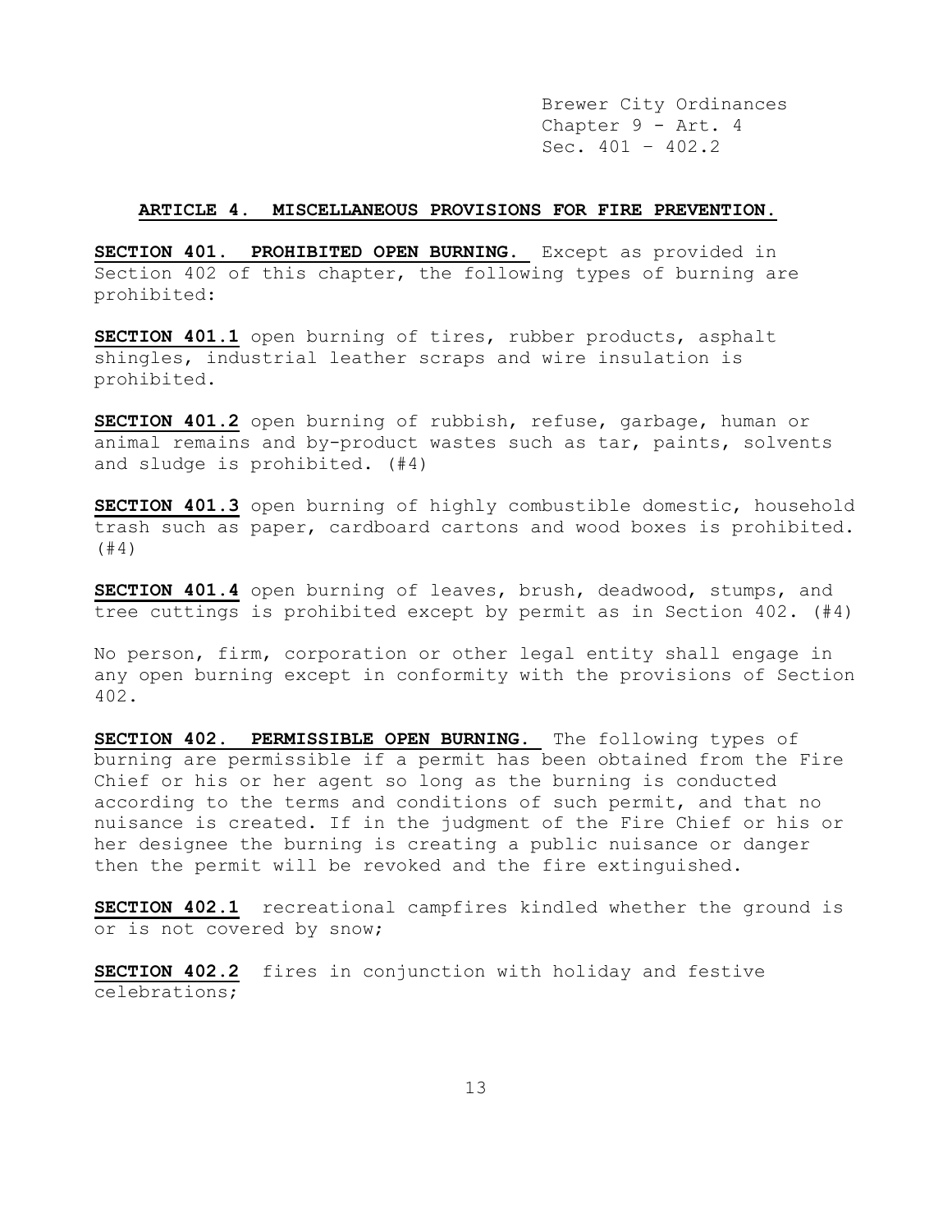## ARTICLE 4. MISCELLANEOUS PROVISIONS FOR FIRE PREVENTION.

**SECTION 401. PROHIBITED OPEN BURNING.** Except as provided in Section 402 of this chapter, the following types of burning are prohibited:

**SECTION 401.1** open burning of tires, rubber products, asphalt shingles, industrial leather scraps and wire insulation is prohibited.

**SECTION 401.2** open burning of rubbish, refuse, garbage, human or animal remains and by-product wastes such as tar, paints, solvents and sludge is prohibited. (#4)

**SECTION 401.3** open burning of highly combustible domestic, household trash such as paper, cardboard cartons and wood boxes is prohibited. (#4)

**SECTION 401.4** open burning of leaves, brush, deadwood, stumps, and tree cuttings is prohibited except by permit as in Section 402. (#4)

No person, firm, corporation or other legal entity shall engage in any open burning except in conformity with the provisions of Section 402.

**SECTION 402. PERMISSIBLE OPEN BURNING.** The following types of burning are permissible if a permit has been obtained from the Fire Chief or his or her agent so long as the burning is conducted according to the terms and conditions of such permit, and that no nuisance is created. If in the judgment of the Fire Chief or his or her designee the burning is creating a public nuisance or danger then the permit will be revoked and the fire extinguished.

**SECTION 402.1** recreational campfires kindled whether the ground is or is not covered by snow;

**SECTION 402.2** fires in conjunction with holiday and festive celebrations;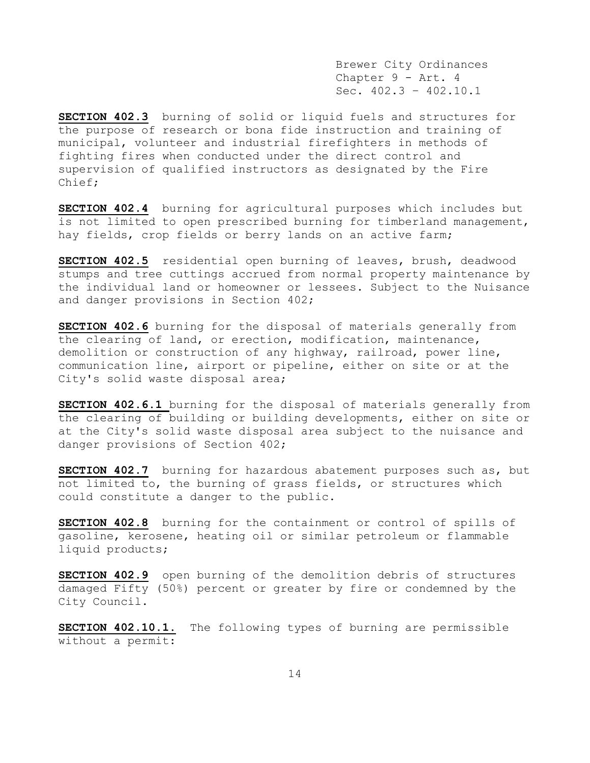**SECTION 402.3** burning of solid or liquid fuels and structures for the purpose of research or bona fide instruction and training of municipal, volunteer and industrial firefighters in methods of fighting fires when conducted under the direct control and supervision of qualified instructors as designated by the Fire Chief;

**SECTION 402.4** burning for agricultural purposes which includes but is not limited to open prescribed burning for timberland management, hay fields, crop fields or berry lands on an active farm;

**SECTION 402.5** residential open burning of leaves, brush, deadwood stumps and tree cuttings accrued from normal property maintenance by the individual land or homeowner or lessees. Subject to the Nuisance and danger provisions in Section 402;

**SECTION 402.6** burning for the disposal of materials generally from the clearing of land, or erection, modification, maintenance, demolition or construction of any highway, railroad, power line, communication line, airport or pipeline, either on site or at the City's solid waste disposal area;

**SECTION 402.6.1** burning for the disposal of materials generally from the clearing of building or building developments, either on site or at the City's solid waste disposal area subject to the nuisance and danger provisions of Section 402;

**SECTION 402.7** burning for hazardous abatement purposes such as, but not limited to, the burning of grass fields, or structures which could constitute a danger to the public.

**SECTION 402.8** burning for the containment or control of spills of gasoline, kerosene, heating oil or similar petroleum or flammable liquid products;

**SECTION 402.9** open burning of the demolition debris of structures damaged Fifty (50%) percent or greater by fire or condemned by the City Council.

**SECTION 402.10.1.** The following types of burning are permissible without a permit: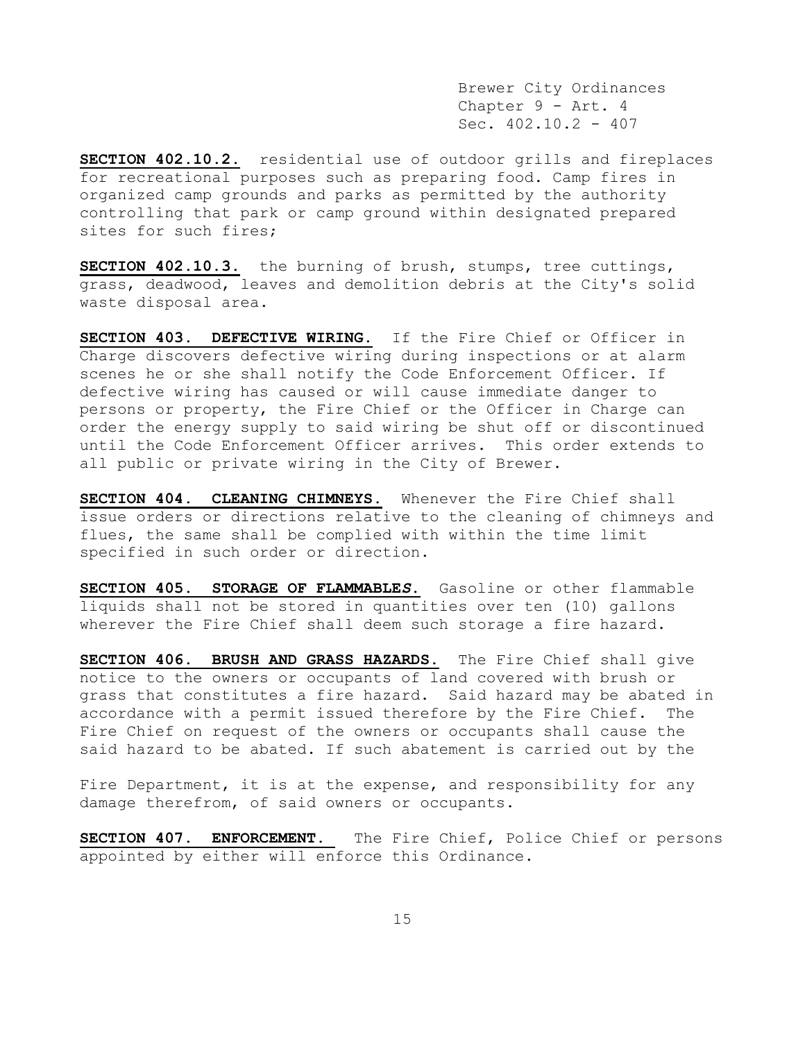**SECTION 402.10.2.** residential use of outdoor grills and fireplaces for recreational purposes such as preparing food. Camp fires in organized camp grounds and parks as permitted by the authority controlling that park or camp ground within designated prepared sites for such fires;

**SECTION 402.10.3.** the burning of brush, stumps, tree cuttings, grass, deadwood, leaves and demolition debris at the City's solid waste disposal area.

**SECTION 403. DEFECTIVE WIRING.** If the Fire Chief or Officer in Charge discovers defective wiring during inspections or at alarm scenes he or she shall notify the Code Enforcement Officer. If defective wiring has caused or will cause immediate danger to persons or property, the Fire Chief or the Officer in Charge can order the energy supply to said wiring be shut off or discontinued until the Code Enforcement Officer arrives. This order extends to all public or private wiring in the City of Brewer.

**SECTION 404. CLEANING CHIMNEYS.** Whenever the Fire Chief shall issue orders or directions relative to the cleaning of chimneys and flues, the same shall be complied with within the time limit specified in such order or direction.

**SECTION 405. STORAGE OF FLAMMABLES.** Gasoline or other flammable liquids shall not be stored in quantities over ten (10) gallons wherever the Fire Chief shall deem such storage a fire hazard.

**SECTION 406. BRUSH AND GRASS HAZARDS.** The Fire Chief shall give notice to the owners or occupants of land covered with brush or grass that constitutes a fire hazard. Said hazard may be abated in accordance with a permit issued therefore by the Fire Chief. The Fire Chief on request of the owners or occupants shall cause the said hazard to be abated. If such abatement is carried out by the Fire Department, it is at the expense, and responsibility for any damage therefrom, of said owners or occupants.

**SECTION 407. ENFORCEMENT.** The Fire Chief, Police Chief or persons appointed by either will enforce this Ordinance.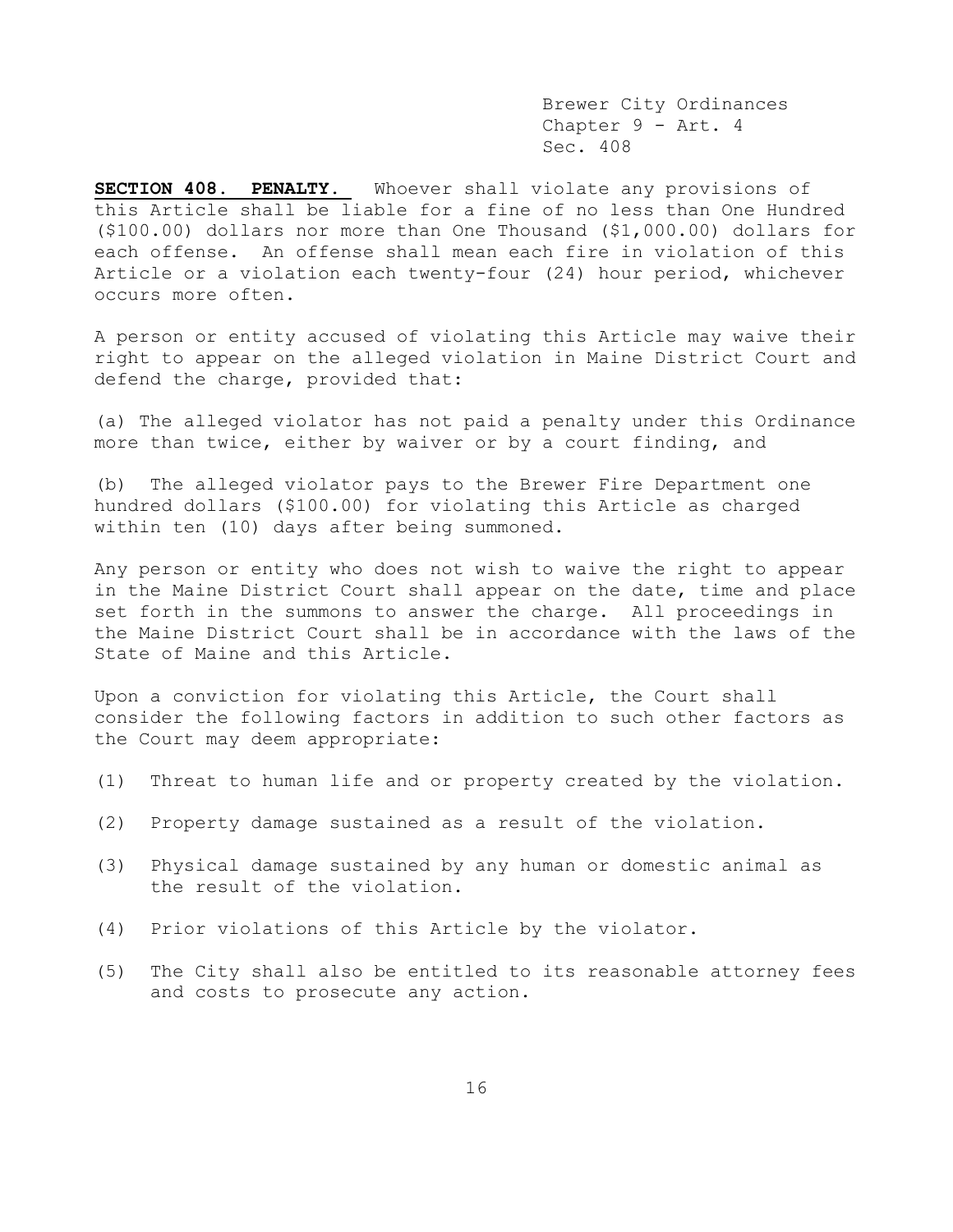**SECTION 408. PENALTY.** Whoever shall violate any provisions of this Article shall be liable for a fine of no less than One Hundred ($100.00) dollars nor more than One Thousand ($1,000.00) dollars for each offense. An offense shall mean each fire in violation of this Article or a violation each twenty-four (24) hour period, whichever occurs more often.

A person or entity accused of violating this Article may waive their right to appear on the alleged violation in Maine District Court and defend the charge, provided that:

(a) The alleged violator has not paid a penalty under this Ordinance more than twice, either by waiver or by a court finding, and

(b) The alleged violator pays to the Brewer Fire Department one hundred dollars ($100.00) for violating this Article as charged within ten (10) days after being summoned.

Any person or entity who does not wish to waive the right to appear in the Maine District Court shall appear on the date, time and place set forth in the summons to answer the charge. All proceedings in the Maine District Court shall be in accordance with the laws of the State of Maine and this Article.

Upon a conviction for violating this Article, the Court shall consider the following factors in addition to such other factors as the Court may deem appropriate:

(1) Threat to human life and or property created by the violation.

(2) Property damage sustained as a result of the violation.

(3) Physical damage sustained by any human or domestic animal as the result of the violation.

(4) Prior violations of this Article by the violator.

(5) The City shall also be entitled to its reasonable attorney fees and costs to prosecute any action.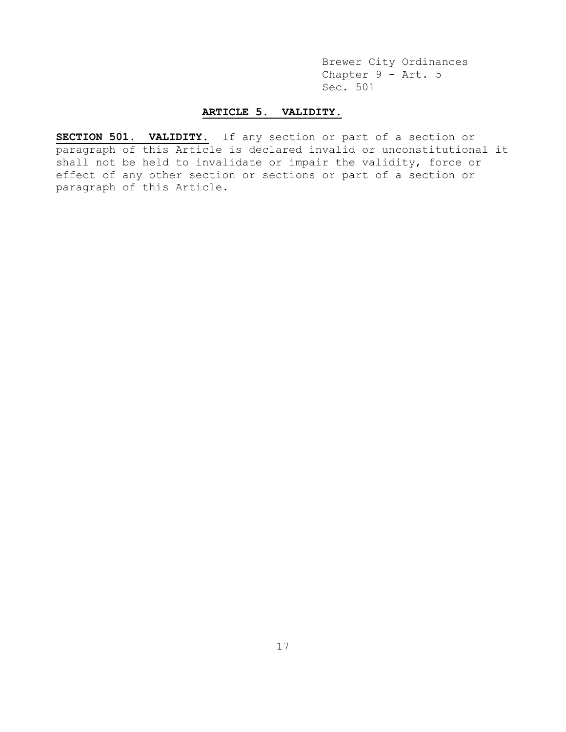## ARTICLE 5. VALIDITY.

**SECTION 501. VALIDITY.** If any section or part of a section or paragraph of this Article is declared invalid or unconstitutional it shall not be held to invalidate or impair the validity, force or effect of any other section or sections or part of a section or paragraph of this Article.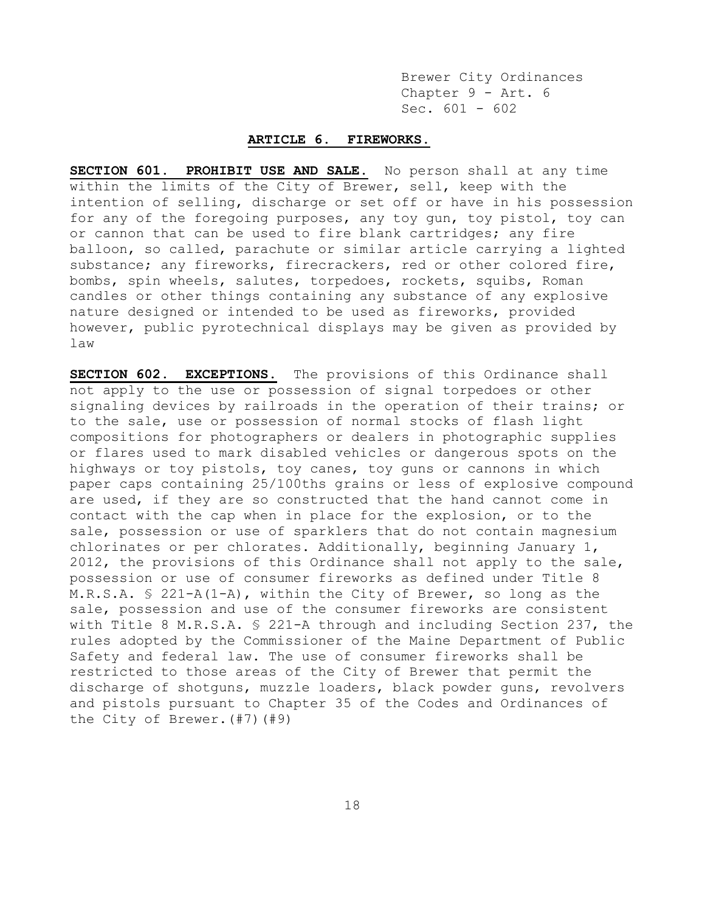## ARTICLE 6. FIREWORKS.

**SECTION 601. PROHIBIT USE AND SALE.** No person shall at any time within the limits of the City of Brewer, sell, keep with the intention of selling, discharge or set off or have in his possession for any of the foregoing purposes, any toy gun, toy pistol, toy can or cannon that can be used to fire blank cartridges; any fire balloon, so called, parachute or similar article carrying a lighted substance; any fireworks, firecrackers, red or other colored fire, bombs, spin wheels, salutes, torpedoes, rockets, squibs, Roman candles or other things containing any substance of any explosive nature designed or intended to be used as fireworks, provided however, public pyrotechnical displays may be given as provided by law

**SECTION 602. EXCEPTIONS.** The provisions of this Ordinance shall not apply to the use or possession of signal torpedoes or other signaling devices by railroads in the operation of their trains; or to the sale, use or possession of normal stocks of flash light compositions for photographers or dealers in photographic supplies or flares used to mark disabled vehicles or dangerous spots on the highways or toy pistols, toy canes, toy guns or cannons in which paper caps containing 25/100ths grains or less of explosive compound are used, if they are so constructed that the hand cannot come in contact with the cap when in place for the explosion, or to the sale, possession or use of sparklers that do not contain magnesium chlorinates or per chlorates. Additionally, beginning January 1, 2012, the provisions of this Ordinance shall not apply to the sale, possession or use of consumer fireworks as defined under Title 8 M.R.S.A. § 221-A(1-A), within the City of Brewer, so long as the sale, possession and use of the consumer fireworks are consistent with Title 8 M.R.S.A. § 221-A through and including Section 237, the rules adopted by the Commissioner of the Maine Department of Public Safety and federal law. The use of consumer fireworks shall be restricted to those areas of the City of Brewer that permit the discharge of shotguns, muzzle loaders, black powder guns, revolvers and pistols pursuant to Chapter 35 of the Codes and Ordinances of the City of Brewer.(#7)(#9)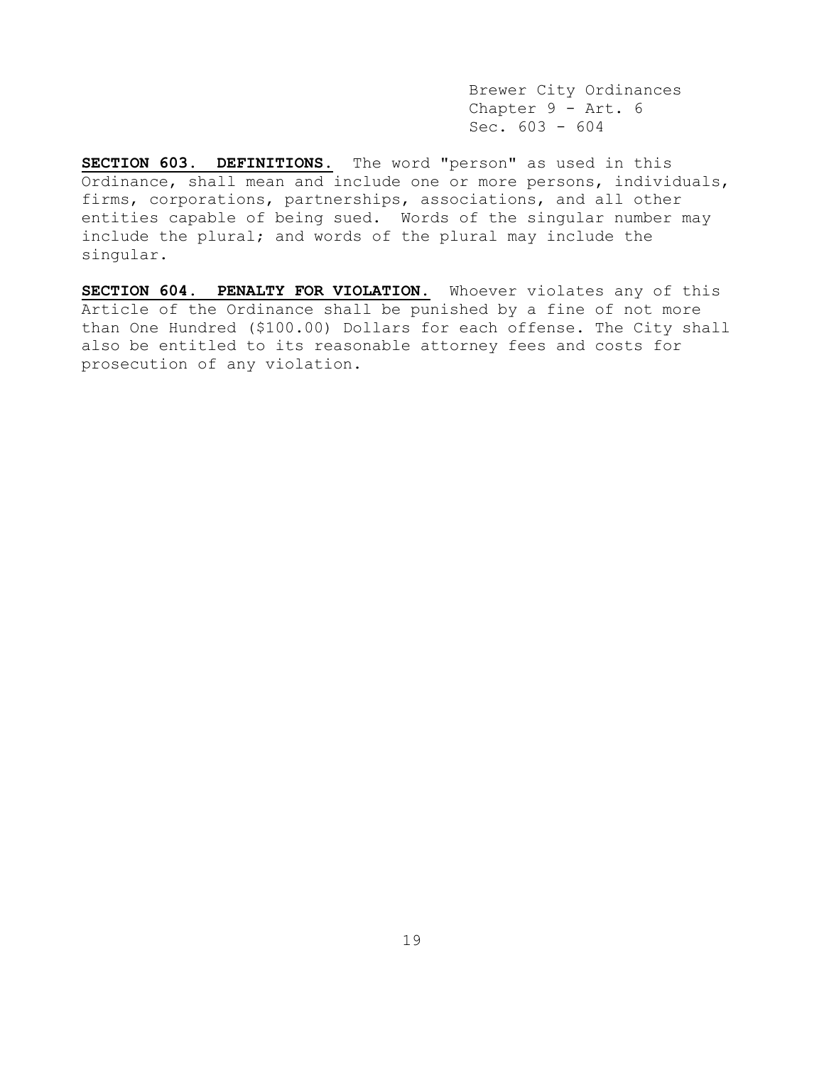**SECTION 603. DEFINITIONS.** The word "person" as used in this Ordinance, shall mean and include one or more persons, individuals, firms, corporations, partnerships, associations, and all other entities capable of being sued. Words of the singular number may include the plural; and words of the plural may include the singular.

**SECTION 604. PENALTY FOR VIOLATION.** Whoever violates any of this Article of the Ordinance shall be punished by a fine of not more than One Hundred ($100.00) Dollars for each offense. The City shall also be entitled to its reasonable attorney fees and costs for prosecution of any violation.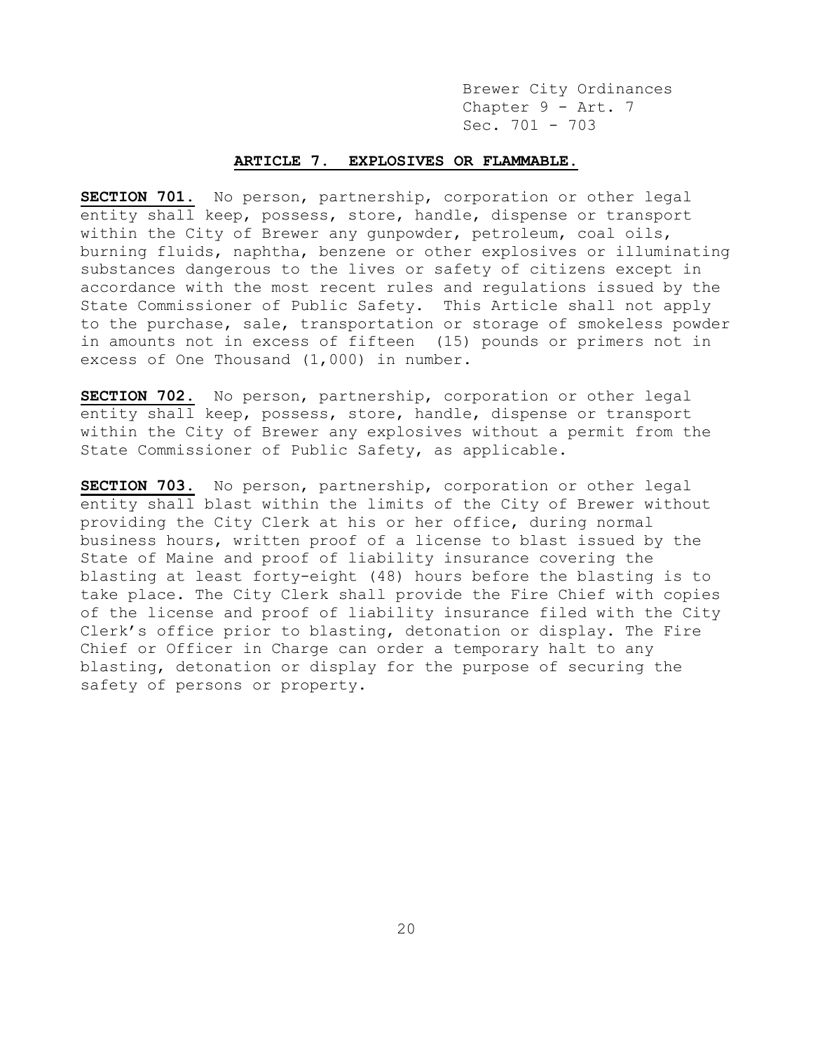## ARTICLE 7. EXPLOSIVES OR FLAMMABLE.

**SECTION 701.** No person, partnership, corporation or other legal entity shall keep, possess, store, handle, dispense or transport within the City of Brewer any gunpowder, petroleum, coal oils, burning fluids, naphtha, benzene or other explosives or illuminating substances dangerous to the lives or safety of citizens except in accordance with the most recent rules and regulations issued by the State Commissioner of Public Safety. This Article shall not apply to the purchase, sale, transportation or storage of smokeless powder in amounts not in excess of fifteen (15) pounds or primers not in excess of One Thousand (1,000) in number.

**SECTION 702.** No person, partnership, corporation or other legal entity shall keep, possess, store, handle, dispense or transport within the City of Brewer any explosives without a permit from the State Commissioner of Public Safety, as applicable.

**SECTION 703.** No person, partnership, corporation or other legal entity shall blast within the limits of the City of Brewer without providing the City Clerk at his or her office, during normal business hours, written proof of a license to blast issued by the State of Maine and proof of liability insurance covering the blasting at least forty-eight (48) hours before the blasting is to take place. The City Clerk shall provide the Fire Chief with copies of the license and proof of liability insurance filed with the City Clerk's office prior to blasting, detonation or display. The Fire Chief or Officer in Charge can order a temporary halt to any blasting, detonation or display for the purpose of securing the safety of persons or property.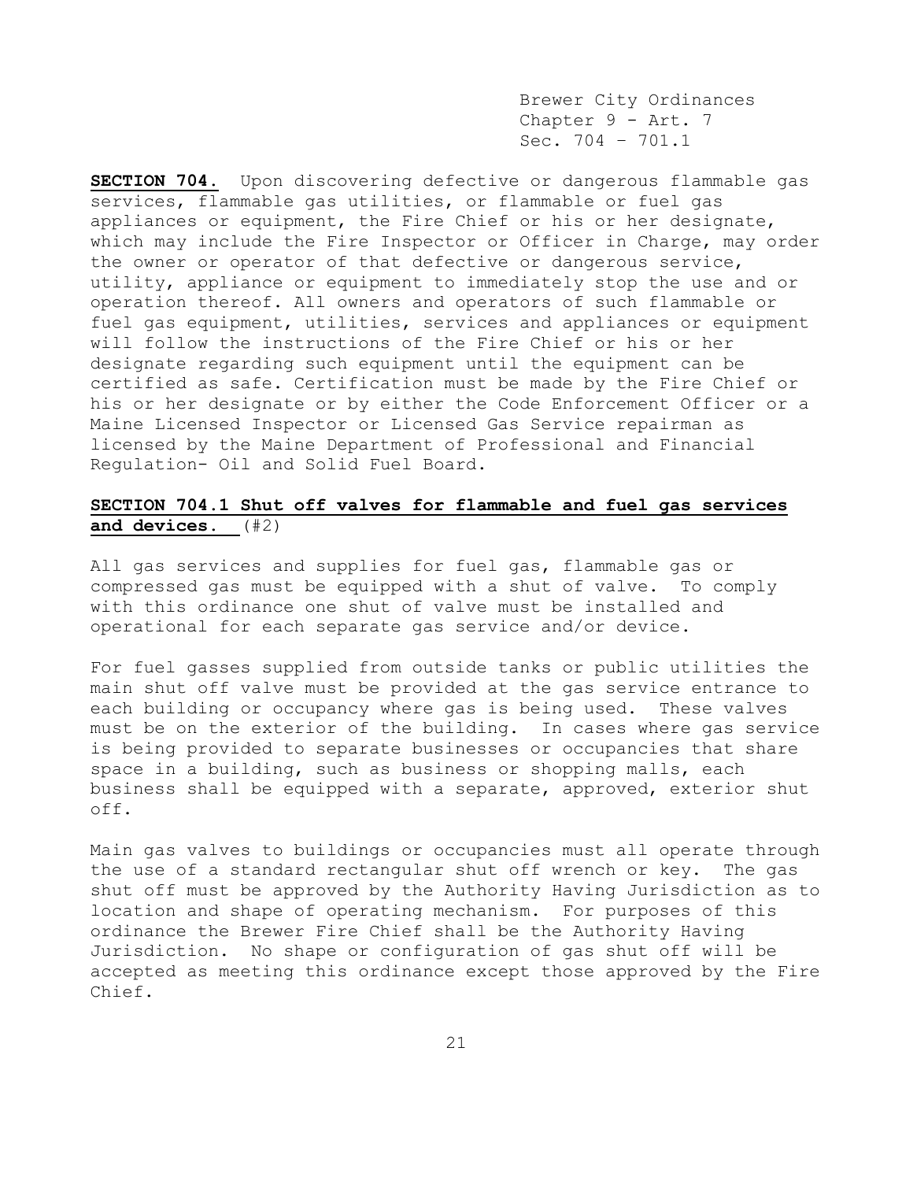**SECTION 704.** Upon discovering defective or dangerous flammable gas services, flammable gas utilities, or flammable or fuel gas appliances or equipment, the Fire Chief or his or her designate, which may include the Fire Inspector or Officer in Charge, may order the owner or operator of that defective or dangerous service, utility, appliance or equipment to immediately stop the use and or operation thereof. All owners and operators of such flammable or fuel gas equipment, utilities, services and appliances or equipment will follow the instructions of the Fire Chief or his or her designate regarding such equipment until the equipment can be certified as safe. Certification must be made by the Fire Chief or his or her designate or by either the Code Enforcement Officer or a Maine Licensed Inspector or Licensed Gas Service repairman as licensed by the Maine Department of Professional and Financial Regulation- Oil and Solid Fuel Board.

**SECTION 704.1 Shut off valves for flammable and fuel gas services and devices.** (#2)

All gas services and supplies for fuel gas, flammable gas or compressed gas must be equipped with a shut of valve. To comply with this ordinance one shut of valve must be installed and operational for each separate gas service and/or device.

For fuel gasses supplied from outside tanks or public utilities the main shut off valve must be provided at the gas service entrance to each building or occupancy where gas is being used. These valves must be on the exterior of the building. In cases where gas service is being provided to separate businesses or occupancies that share space in a building, such as business or shopping malls, each business shall be equipped with a separate, approved, exterior shut off.

Main gas valves to buildings or occupancies must all operate through the use of a standard rectangular shut off wrench or key. The gas shut off must be approved by the Authority Having Jurisdiction as to location and shape of operating mechanism. For purposes of this ordinance the Brewer Fire Chief shall be the Authority Having Jurisdiction. No shape or configuration of gas shut off will be accepted as meeting this ordinance except those approved by the Fire Chief.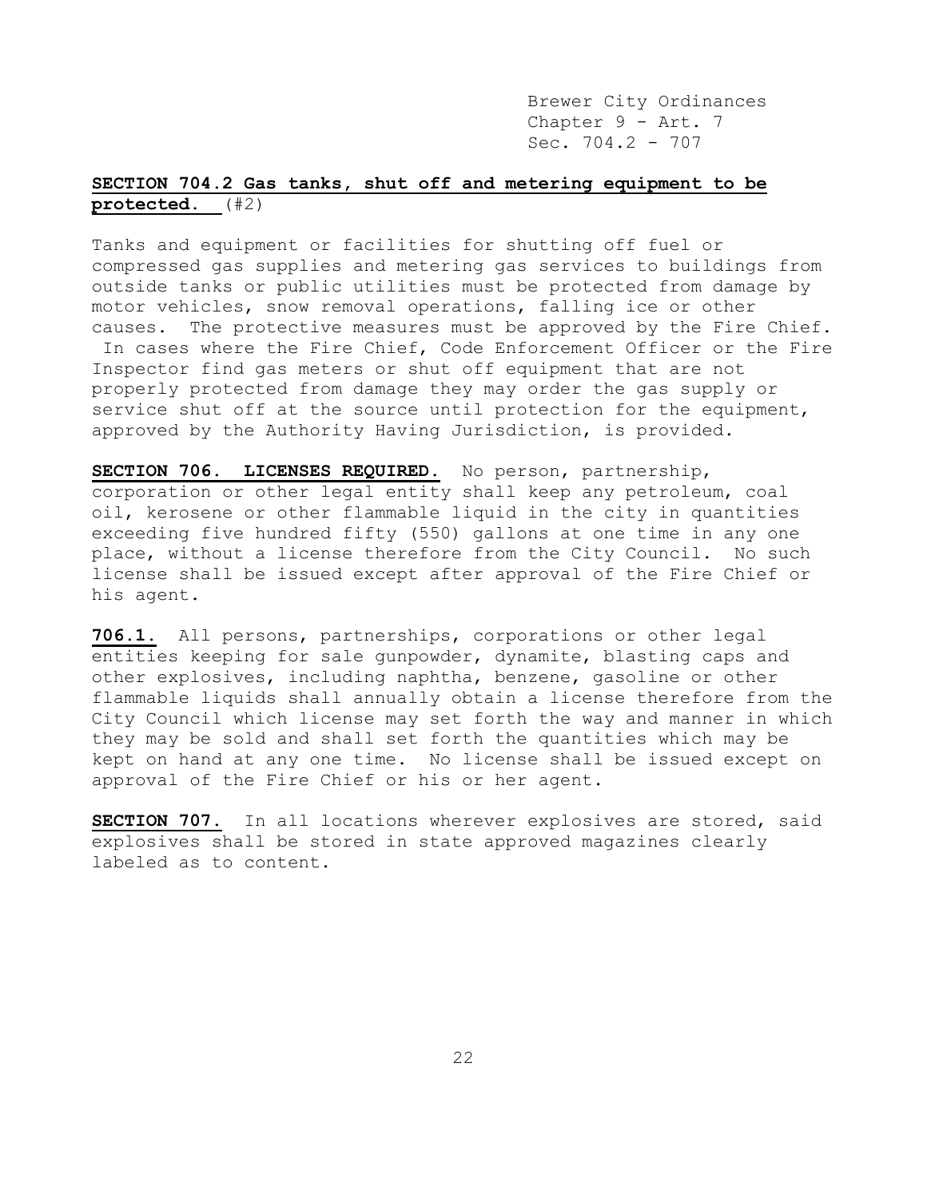**SECTION 704.2 Gas tanks, shut off and metering equipment to be protected.** (#2)

Tanks and equipment or facilities for shutting off fuel or compressed gas supplies and metering gas services to buildings from outside tanks or public utilities must be protected from damage by motor vehicles, snow removal operations, falling ice or other causes. The protective measures must be approved by the Fire Chief. In cases where the Fire Chief, Code Enforcement Officer or the Fire Inspector find gas meters or shut off equipment that are not properly protected from damage they may order the gas supply or service shut off at the source until protection for the equipment, approved by the Authority Having Jurisdiction, is provided.

**SECTION 706. LICENSES REQUIRED.** No person, partnership, corporation or other legal entity shall keep any petroleum, coal oil, kerosene or other flammable liquid in the city in quantities exceeding five hundred fifty (550) gallons at one time in any one place, without a license therefore from the City Council. No such license shall be issued except after approval of the Fire Chief or his agent.

**706.1.** All persons, partnerships, corporations or other legal entities keeping for sale gunpowder, dynamite, blasting caps and other explosives, including naphtha, benzene, gasoline or other flammable liquids shall annually obtain a license therefore from the City Council which license may set forth the way and manner in which they may be sold and shall set forth the quantities which may be kept on hand at any one time. No license shall be issued except on approval of the Fire Chief or his or her agent.

**SECTION 707.** In all locations wherever explosives are stored, said explosives shall be stored in state approved magazines clearly labeled as to content.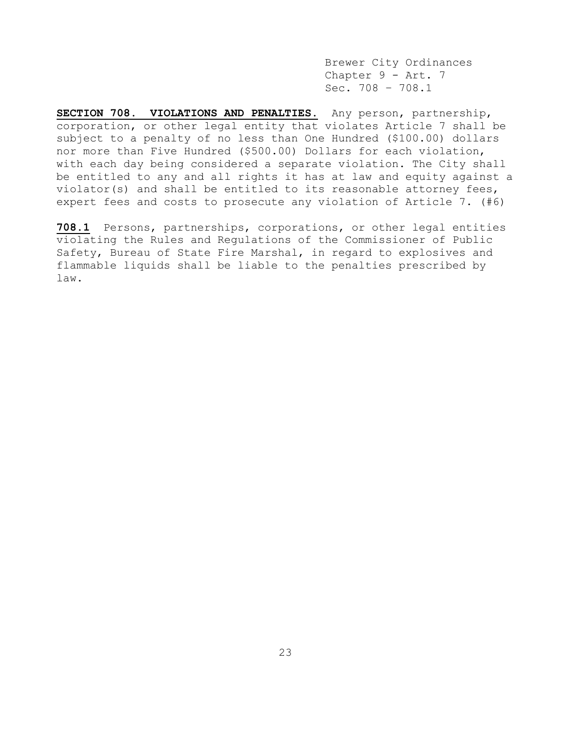**SECTION 708. VIOLATIONS AND PENALTIES.** Any person, partnership, corporation, or other legal entity that violates Article 7 shall be subject to a penalty of no less than One Hundred ($100.00) dollars nor more than Five Hundred ($500.00) Dollars for each violation, with each day being considered a separate violation. The City shall be entitled to any and all rights it has at law and equity against a violator(s) and shall be entitled to its reasonable attorney fees, expert fees and costs to prosecute any violation of Article 7. (#6)

**708.1** Persons, partnerships, corporations, or other legal entities violating the Rules and Regulations of the Commissioner of Public Safety, Bureau of State Fire Marshal, in regard to explosives and flammable liquids shall be liable to the penalties prescribed by law.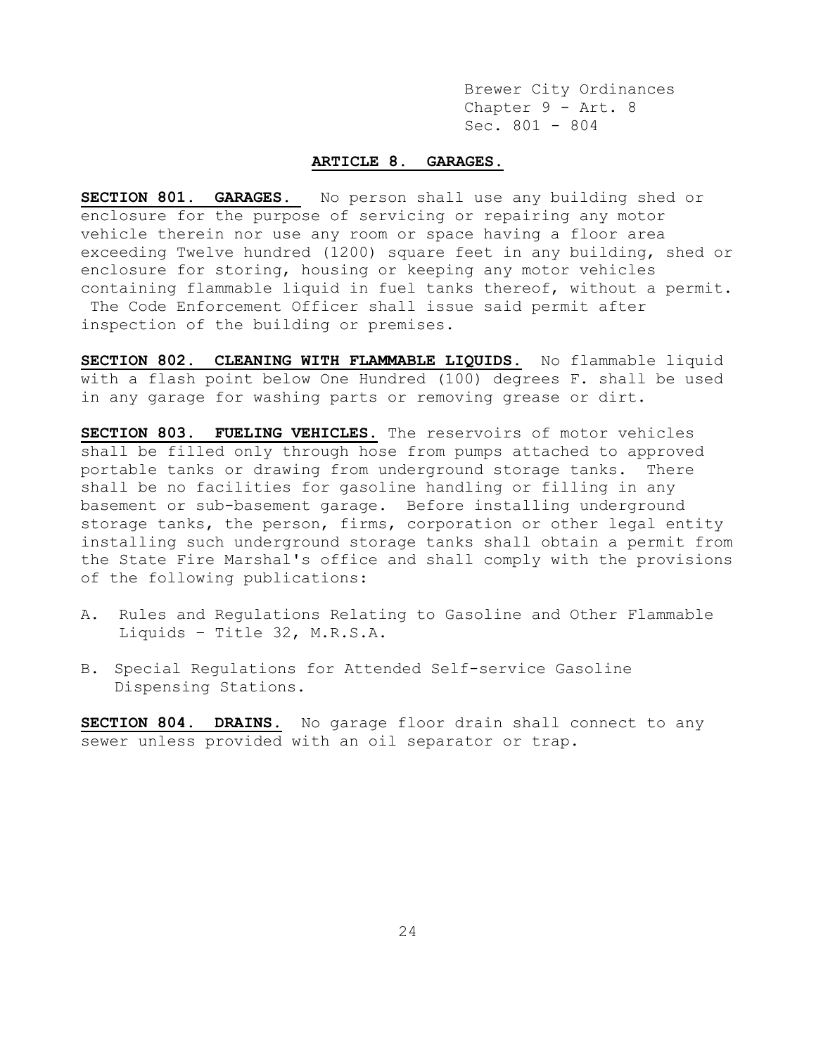## ARTICLE 8. GARAGES.

**SECTION 801. GARAGES.** No person shall use any building shed or enclosure for the purpose of servicing or repairing any motor vehicle therein nor use any room or space having a floor area exceeding Twelve hundred (1200) square feet in any building, shed or enclosure for storing, housing or keeping any motor vehicles containing flammable liquid in fuel tanks thereof, without a permit. The Code Enforcement Officer shall issue said permit after inspection of the building or premises.

**SECTION 802. CLEANING WITH FLAMMABLE LIQUIDS.** No flammable liquid with a flash point below One Hundred (100) degrees F. shall be used in any garage for washing parts or removing grease or dirt.

**SECTION 803. FUELING VEHICLES.** The reservoirs of motor vehicles shall be filled only through hose from pumps attached to approved portable tanks or drawing from underground storage tanks. There shall be no facilities for gasoline handling or filling in any basement or sub-basement garage. Before installing underground storage tanks, the person, firms, corporation or other legal entity installing such underground storage tanks shall obtain a permit from the State Fire Marshal's office and shall comply with the provisions of the following publications:

A. Rules and Regulations Relating to Gasoline and Other Flammable Liquids – Title 32, M.R.S.A.

B. Special Regulations for Attended Self-service Gasoline Dispensing Stations.

**SECTION 804. DRAINS.** No garage floor drain shall connect to any sewer unless provided with an oil separator or trap.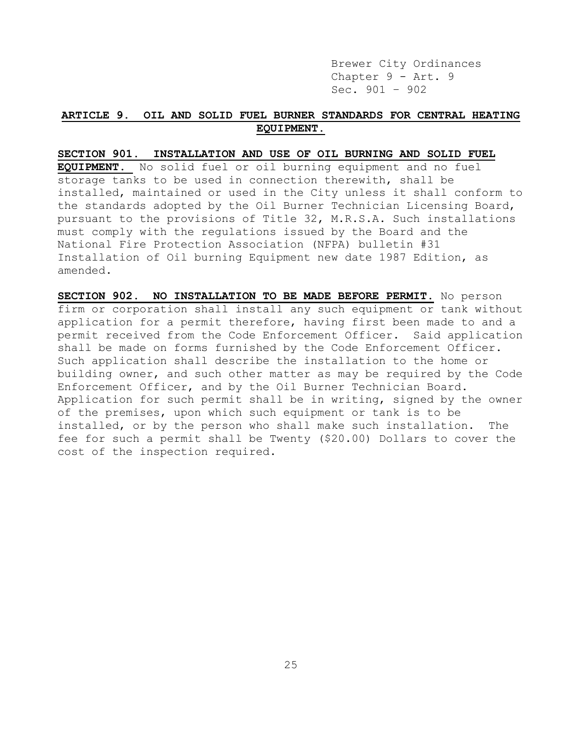## ARTICLE 9. OIL AND SOLID FUEL BURNER STANDARDS FOR CENTRAL HEATING EQUIPMENT.

**SECTION 901. INSTALLATION AND USE OF OIL BURNING AND SOLID FUEL EQUIPMENT.** No solid fuel or oil burning equipment and no fuel storage tanks to be used in connection therewith, shall be installed, maintained or used in the City unless it shall conform to the standards adopted by the Oil Burner Technician Licensing Board, pursuant to the provisions of Title 32, M.R.S.A. Such installations must comply with the regulations issued by the Board and the National Fire Protection Association (NFPA) bulletin #31 Installation of Oil burning Equipment new date 1987 Edition, as amended.

**SECTION 902. NO INSTALLATION TO BE MADE BEFORE PERMIT.** No person firm or corporation shall install any such equipment or tank without application for a permit therefore, having first been made to and a permit received from the Code Enforcement Officer. Said application shall be made on forms furnished by the Code Enforcement Officer. Such application shall describe the installation to the home or building owner, and such other matter as may be required by the Code Enforcement Officer, and by the Oil Burner Technician Board. Application for such permit shall be in writing, signed by the owner of the premises, upon which such equipment or tank is to be installed, or by the person who shall make such installation. The fee for such a permit shall be Twenty ($20.00) Dollars to cover the cost of the inspection required.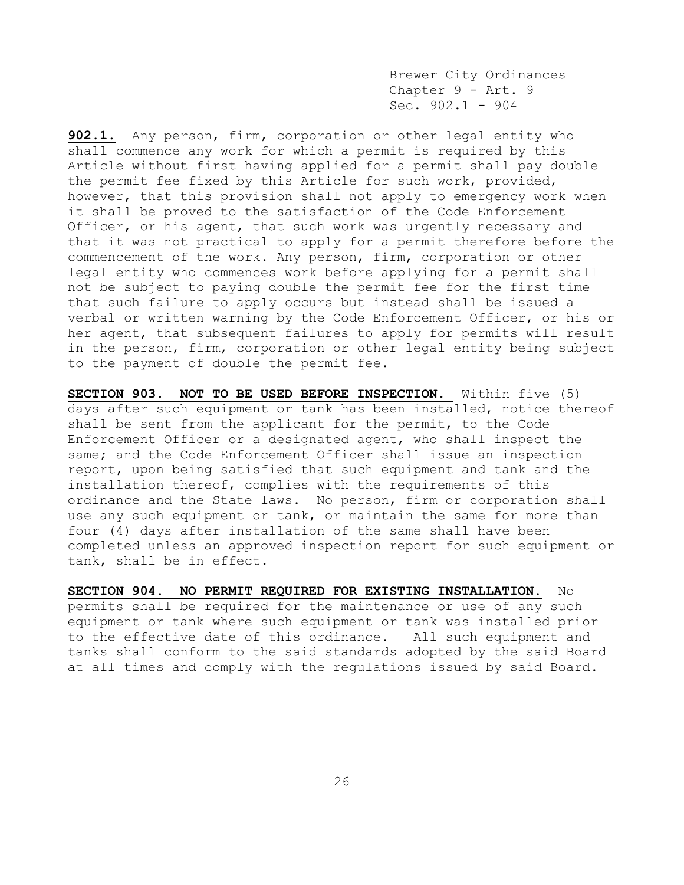**902.1.** Any person, firm, corporation or other legal entity who shall commence any work for which a permit is required by this Article without first having applied for a permit shall pay double the permit fee fixed by this Article for such work, provided, however, that this provision shall not apply to emergency work when it shall be proved to the satisfaction of the Code Enforcement Officer, or his agent, that such work was urgently necessary and that it was not practical to apply for a permit therefore before the commencement of the work. Any person, firm, corporation or other legal entity who commences work before applying for a permit shall not be subject to paying double the permit fee for the first time that such failure to apply occurs but instead shall be issued a verbal or written warning by the Code Enforcement Officer, or his or her agent, that subsequent failures to apply for permits will result in the person, firm, corporation or other legal entity being subject to the payment of double the permit fee.

**SECTION 903. NOT TO BE USED BEFORE INSPECTION.** Within five (5) days after such equipment or tank has been installed, notice thereof shall be sent from the applicant for the permit, to the Code Enforcement Officer or a designated agent, who shall inspect the same; and the Code Enforcement Officer shall issue an inspection report, upon being satisfied that such equipment and tank and the installation thereof, complies with the requirements of this ordinance and the State laws. No person, firm or corporation shall use any such equipment or tank, or maintain the same for more than four (4) days after installation of the same shall have been completed unless an approved inspection report for such equipment or tank, shall be in effect.

**SECTION 904. NO PERMIT REQUIRED FOR EXISTING INSTALLATION.** No permits shall be required for the maintenance or use of any such equipment or tank where such equipment or tank was installed prior to the effective date of this ordinance. All such equipment and tanks shall conform to the said standards adopted by the said Board at all times and comply with the regulations issued by said Board.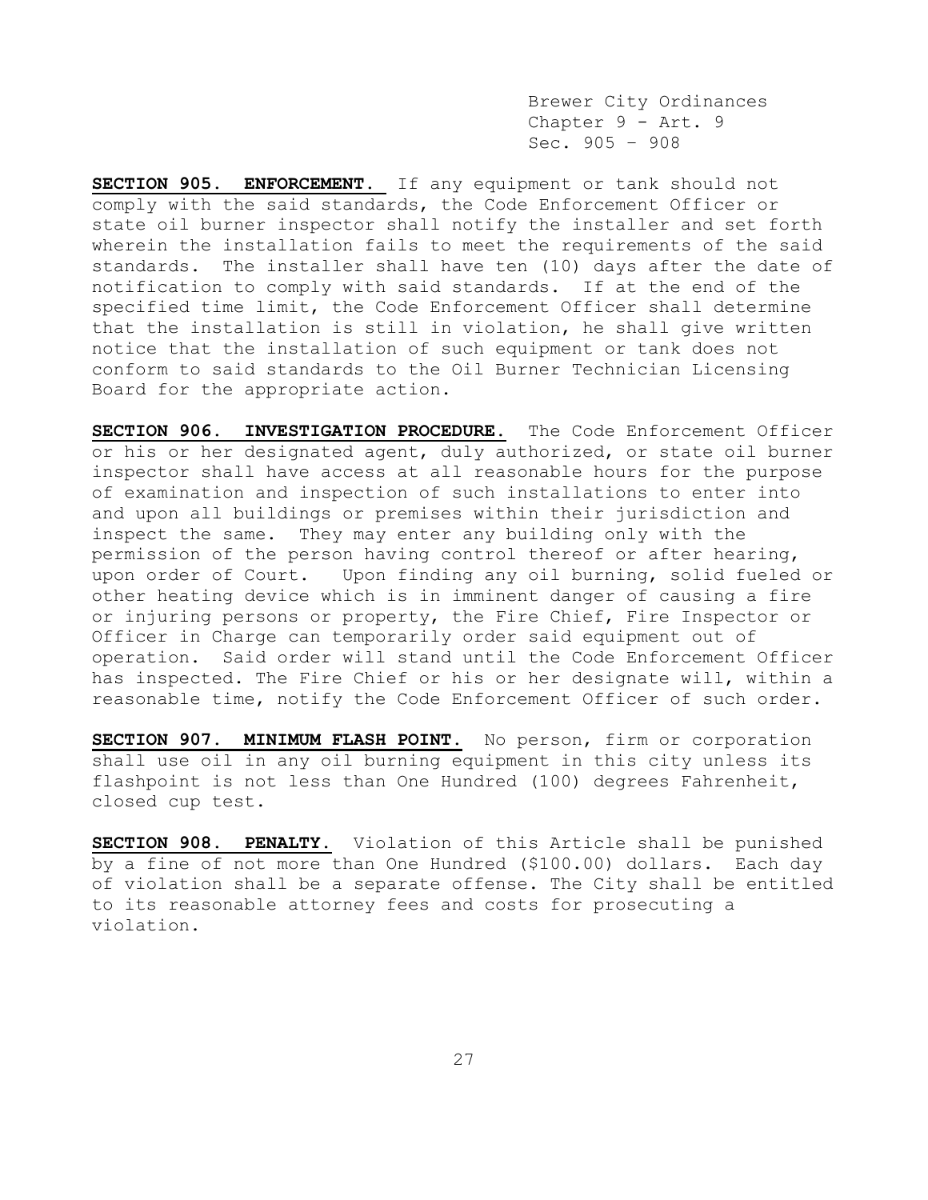**SECTION 905. ENFORCEMENT.** If any equipment or tank should not comply with the said standards, the Code Enforcement Officer or state oil burner inspector shall notify the installer and set forth wherein the installation fails to meet the requirements of the said standards. The installer shall have ten (10) days after the date of notification to comply with said standards. If at the end of the specified time limit, the Code Enforcement Officer shall determine that the installation is still in violation, he shall give written notice that the installation of such equipment or tank does not conform to said standards to the Oil Burner Technician Licensing Board for the appropriate action.

**SECTION 906. INVESTIGATION PROCEDURE.** The Code Enforcement Officer or his or her designated agent, duly authorized, or state oil burner inspector shall have access at all reasonable hours for the purpose of examination and inspection of such installations to enter into and upon all buildings or premises within their jurisdiction and inspect the same. They may enter any building only with the permission of the person having control thereof or after hearing, upon order of Court. Upon finding any oil burning, solid fueled or other heating device which is in imminent danger of causing a fire or injuring persons or property, the Fire Chief, Fire Inspector or Officer in Charge can temporarily order said equipment out of operation. Said order will stand until the Code Enforcement Officer has inspected. The Fire Chief or his or her designate will, within a reasonable time, notify the Code Enforcement Officer of such order.

**SECTION 907. MINIMUM FLASH POINT.** No person, firm or corporation shall use oil in any oil burning equipment in this city unless its flashpoint is not less than One Hundred (100) degrees Fahrenheit, closed cup test.

**SECTION 908. PENALTY.** Violation of this Article shall be punished by a fine of not more than One Hundred ($100.00) dollars. Each day of violation shall be a separate offense. The City shall be entitled to its reasonable attorney fees and costs for prosecuting a violation.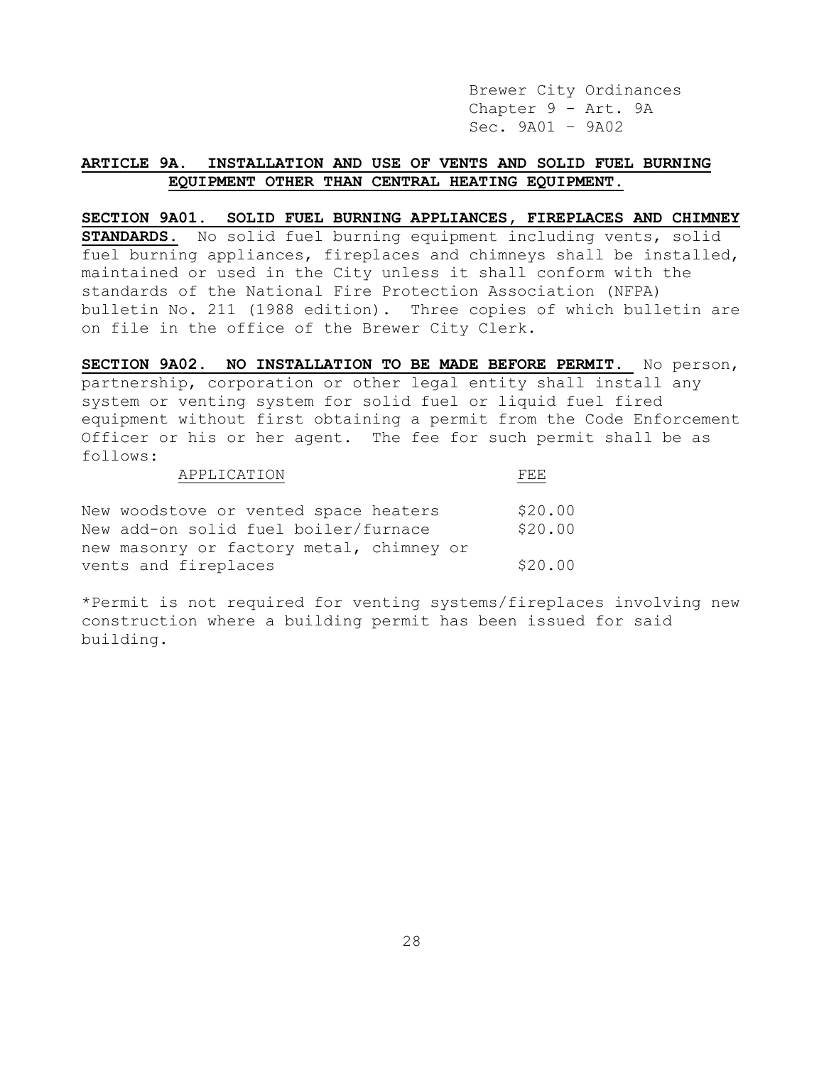## ARTICLE 9A. INSTALLATION AND USE OF VENTS AND SOLID FUEL BURNING EQUIPMENT OTHER THAN CENTRAL HEATING EQUIPMENT.

**SECTION 9A01. SOLID FUEL BURNING APPLIANCES, FIREPLACES AND CHIMNEY STANDARDS.** No solid fuel burning equipment including vents, solid fuel burning appliances, fireplaces and chimneys shall be installed, maintained or used in the City unless it shall conform with the standards of the National Fire Protection Association (NFPA) bulletin No. 211 (1988 edition). Three copies of which bulletin are on file in the office of the Brewer City Clerk.

**SECTION 9A02. NO INSTALLATION TO BE MADE BEFORE PERMIT.** No person, partnership, corporation or other legal entity shall install any system or venting system for solid fuel or liquid fuel fired equipment without first obtaining a permit from the Code Enforcement Officer or his or her agent. The fee for such permit shall be as follows:

| APPLICATION | FEE |
| --- | --- |
| New woodstove or vented space heaters | $20.00 |
| New add-on solid fuel boiler/furnace | $20.00 |
| new masonry or factory metal, chimney or vents and fireplaces | $20.00 |

*Permit is not required for venting systems/fireplaces involving new construction where a building permit has been issued for said building.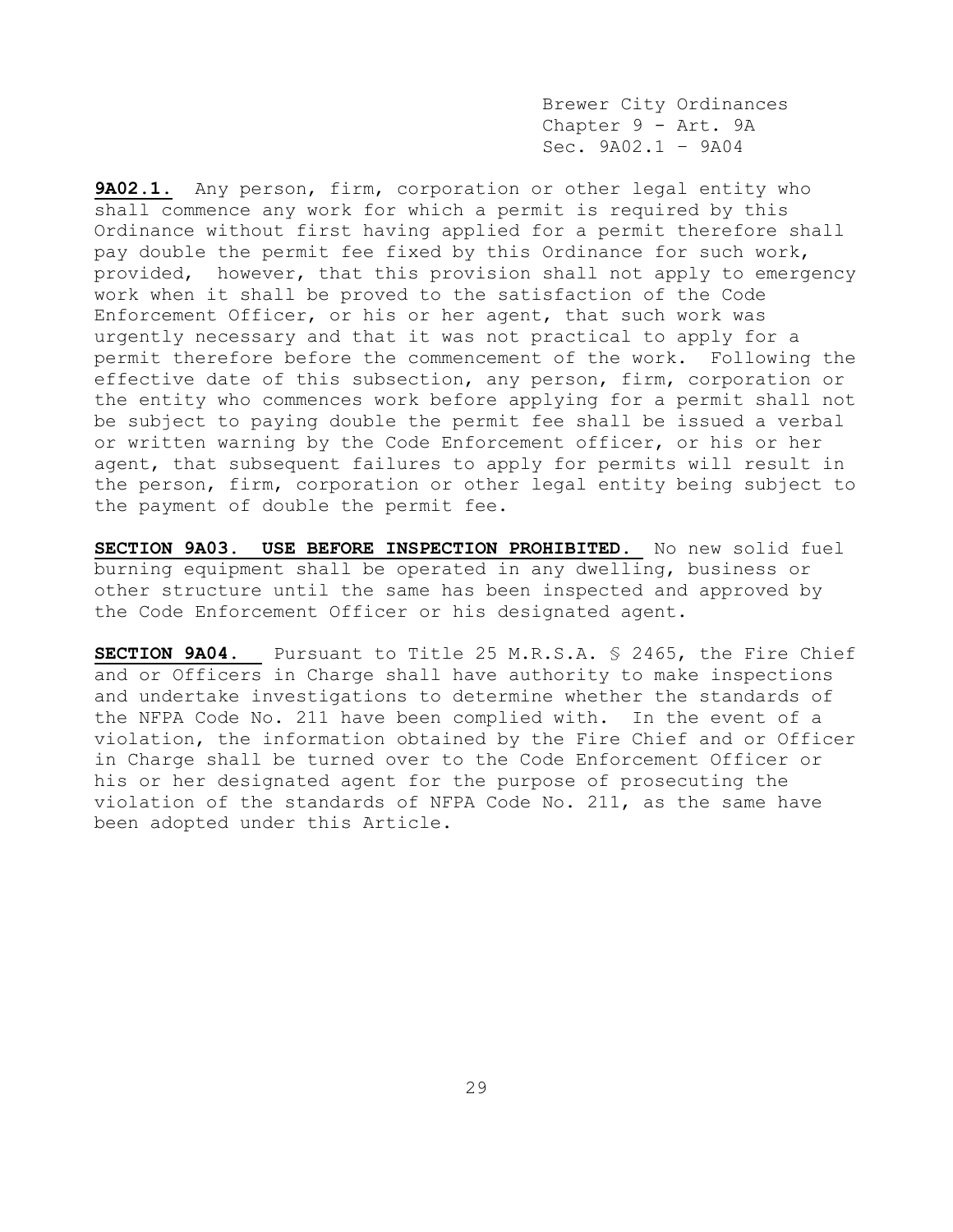**9A02.1.** Any person, firm, corporation or other legal entity who shall commence any work for which a permit is required by this Ordinance without first having applied for a permit therefore shall pay double the permit fee fixed by this Ordinance for such work, provided, however, that this provision shall not apply to emergency work when it shall be proved to the satisfaction of the Code Enforcement Officer, or his or her agent, that such work was urgently necessary and that it was not practical to apply for a permit therefore before the commencement of the work. Following the effective date of this subsection, any person, firm, corporation or the entity who commences work before applying for a permit shall not be subject to paying double the permit fee shall be issued a verbal or written warning by the Code Enforcement officer, or his or her agent, that subsequent failures to apply for permits will result in the person, firm, corporation or other legal entity being subject to the payment of double the permit fee.

**SECTION 9A03. USE BEFORE INSPECTION PROHIBITED.** No new solid fuel burning equipment shall be operated in any dwelling, business or other structure until the same has been inspected and approved by the Code Enforcement Officer or his designated agent.

**SECTION 9A04.** Pursuant to Title 25 M.R.S.A. § 2465, the Fire Chief and or Officers in Charge shall have authority to make inspections and undertake investigations to determine whether the standards of the NFPA Code No. 211 have been complied with. In the event of a violation, the information obtained by the Fire Chief and or Officer in Charge shall be turned over to the Code Enforcement Officer or his or her designated agent for the purpose of prosecuting the violation of the standards of NFPA Code No. 211, as the same have been adopted under this Article.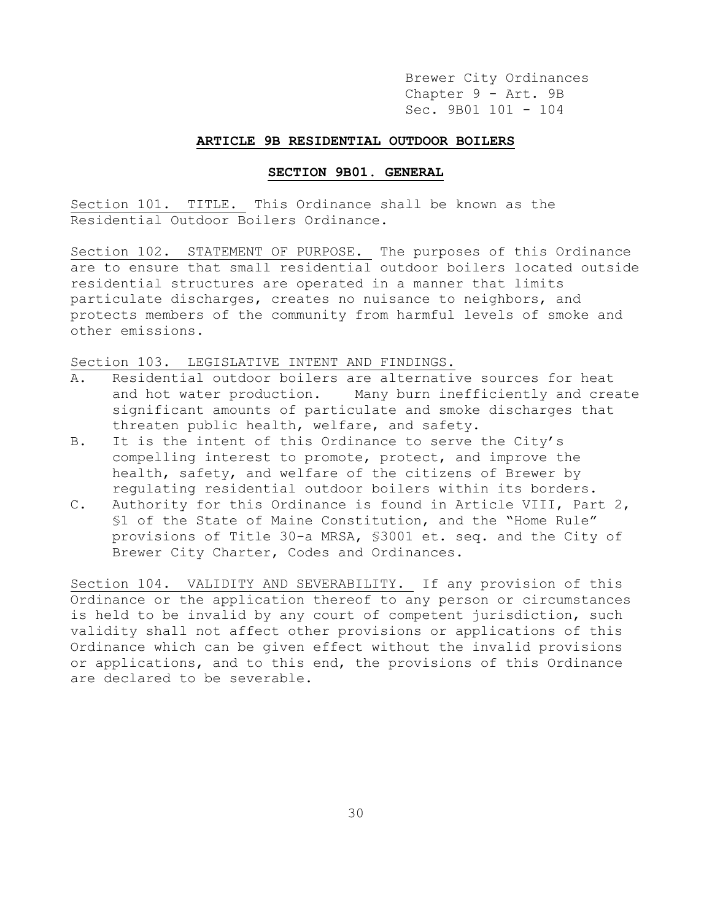Brewer City Ordinances
Chapter 9 - Art. 9B
Sec. 9B01 101 - 104

## ARTICLE 9B RESIDENTIAL OUTDOOR BOILERS

### SECTION 9B01. GENERAL

Section 101. TITLE. This Ordinance shall be known as the Residential Outdoor Boilers Ordinance.

Section 102. STATEMENT OF PURPOSE. The purposes of this Ordinance are to ensure that small residential outdoor boilers located outside residential structures are operated in a manner that limits particulate discharges, creates no nuisance to neighbors, and protects members of the community from harmful levels of smoke and other emissions.

Section 103. LEGISLATIVE INTENT AND FINDINGS.

A. Residential outdoor boilers are alternative sources for heat and hot water production. Many burn inefficiently and create significant amounts of particulate and smoke discharges that threaten public health, welfare, and safety.

B. It is the intent of this Ordinance to serve the City's compelling interest to promote, protect, and improve the health, safety, and welfare of the citizens of Brewer by regulating residential outdoor boilers within its borders.

C. Authority for this Ordinance is found in Article VIII, Part 2, §1 of the State of Maine Constitution, and the "Home Rule" provisions of Title 30-a MRSA, §3001 et. seq. and the City of Brewer City Charter, Codes and Ordinances.

Section 104. VALIDITY AND SEVERABILITY. If any provision of this Ordinance or the application thereof to any person or circumstances is held to be invalid by any court of competent jurisdiction, such validity shall not affect other provisions or applications of this Ordinance which can be given effect without the invalid provisions or applications, and to this end, the provisions of this Ordinance are declared to be severable.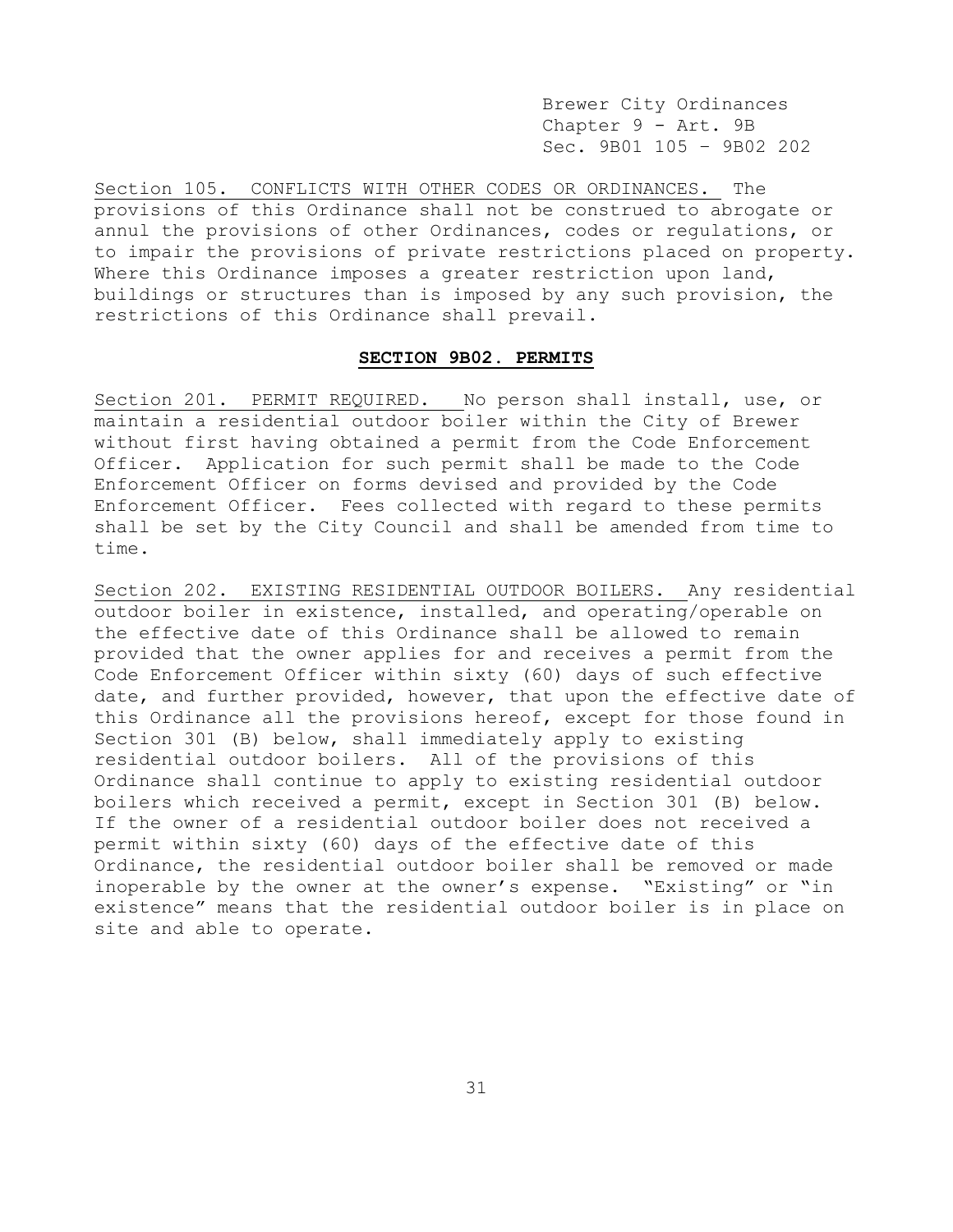Section 105. CONFLICTS WITH OTHER CODES OR ORDINANCES. The provisions of this Ordinance shall not be construed to abrogate or annul the provisions of other Ordinances, codes or regulations, or to impair the provisions of private restrictions placed on property. Where this Ordinance imposes a greater restriction upon land, buildings or structures than is imposed by any such provision, the restrictions of this Ordinance shall prevail.

## SECTION 9B02. PERMITS

Section 201. PERMIT REQUIRED. No person shall install, use, or maintain a residential outdoor boiler within the City of Brewer without first having obtained a permit from the Code Enforcement Officer. Application for such permit shall be made to the Code Enforcement Officer on forms devised and provided by the Code Enforcement Officer. Fees collected with regard to these permits shall be set by the City Council and shall be amended from time to time.

Section 202. EXISTING RESIDENTIAL OUTDOOR BOILERS. Any residential outdoor boiler in existence, installed, and operating/operable on the effective date of this Ordinance shall be allowed to remain provided that the owner applies for and receives a permit from the Code Enforcement Officer within sixty (60) days of such effective date, and further provided, however, that upon the effective date of this Ordinance all the provisions hereof, except for those found in Section 301 (B) below, shall immediately apply to existing residential outdoor boilers. All of the provisions of this Ordinance shall continue to apply to existing residential outdoor boilers which received a permit, except in Section 301 (B) below. If the owner of a residential outdoor boiler does not received a permit within sixty (60) days of the effective date of this Ordinance, the residential outdoor boiler shall be removed or made inoperable by the owner at the owner's expense. "Existing" or "in existence" means that the residential outdoor boiler is in place on site and able to operate.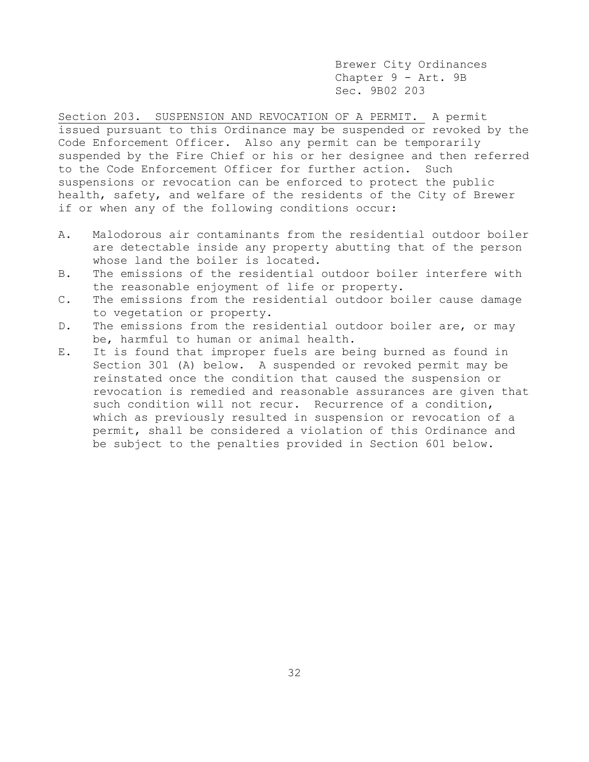Brewer City Ordinances
Chapter 9 - Art. 9B
Sec. 9B02 203

Section 203. SUSPENSION AND REVOCATION OF A PERMIT. A permit issued pursuant to this Ordinance may be suspended or revoked by the Code Enforcement Officer. Also any permit can be temporarily suspended by the Fire Chief or his or her designee and then referred to the Code Enforcement Officer for further action. Such suspensions or revocation can be enforced to protect the public health, safety, and welfare of the residents of the City of Brewer if or when any of the following conditions occur:

A. Malodorous air contaminants from the residential outdoor boiler are detectable inside any property abutting that of the person whose land the boiler is located.
B. The emissions of the residential outdoor boiler interfere with the reasonable enjoyment of life or property.
C. The emissions from the residential outdoor boiler cause damage to vegetation or property.
D. The emissions from the residential outdoor boiler are, or may be, harmful to human or animal health.
E. It is found that improper fuels are being burned as found in Section 301 (A) below. A suspended or revoked permit may be reinstated once the condition that caused the suspension or revocation is remedied and reasonable assurances are given that such condition will not recur. Recurrence of a condition, which as previously resulted in suspension or revocation of a permit, shall be considered a violation of this Ordinance and be subject to the penalties provided in Section 601 below.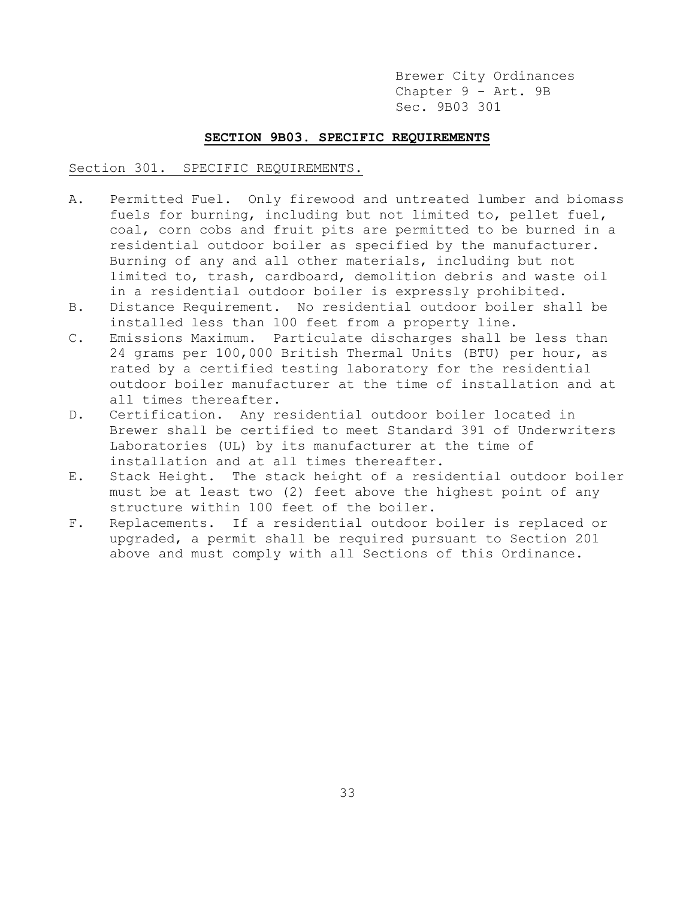## SECTION 9B03. SPECIFIC REQUIREMENTS

Section 301. SPECIFIC REQUIREMENTS.

A. Permitted Fuel. Only firewood and untreated lumber and biomass fuels for burning, including but not limited to, pellet fuel, coal, corn cobs and fruit pits are permitted to be burned in a residential outdoor boiler as specified by the manufacturer. Burning of any and all other materials, including but not limited to, trash, cardboard, demolition debris and waste oil in a residential outdoor boiler is expressly prohibited.

B. Distance Requirement. No residential outdoor boiler shall be installed less than 100 feet from a property line.

C. Emissions Maximum. Particulate discharges shall be less than 24 grams per 100,000 British Thermal Units (BTU) per hour, as rated by a certified testing laboratory for the residential outdoor boiler manufacturer at the time of installation and at all times thereafter.

D. Certification. Any residential outdoor boiler located in Brewer shall be certified to meet Standard 391 of Underwriters Laboratories (UL) by its manufacturer at the time of installation and at all times thereafter.

E. Stack Height. The stack height of a residential outdoor boiler must be at least two (2) feet above the highest point of any structure within 100 feet of the boiler.

F. Replacements. If a residential outdoor boiler is replaced or upgraded, a permit shall be required pursuant to Section 201 above and must comply with all Sections of this Ordinance.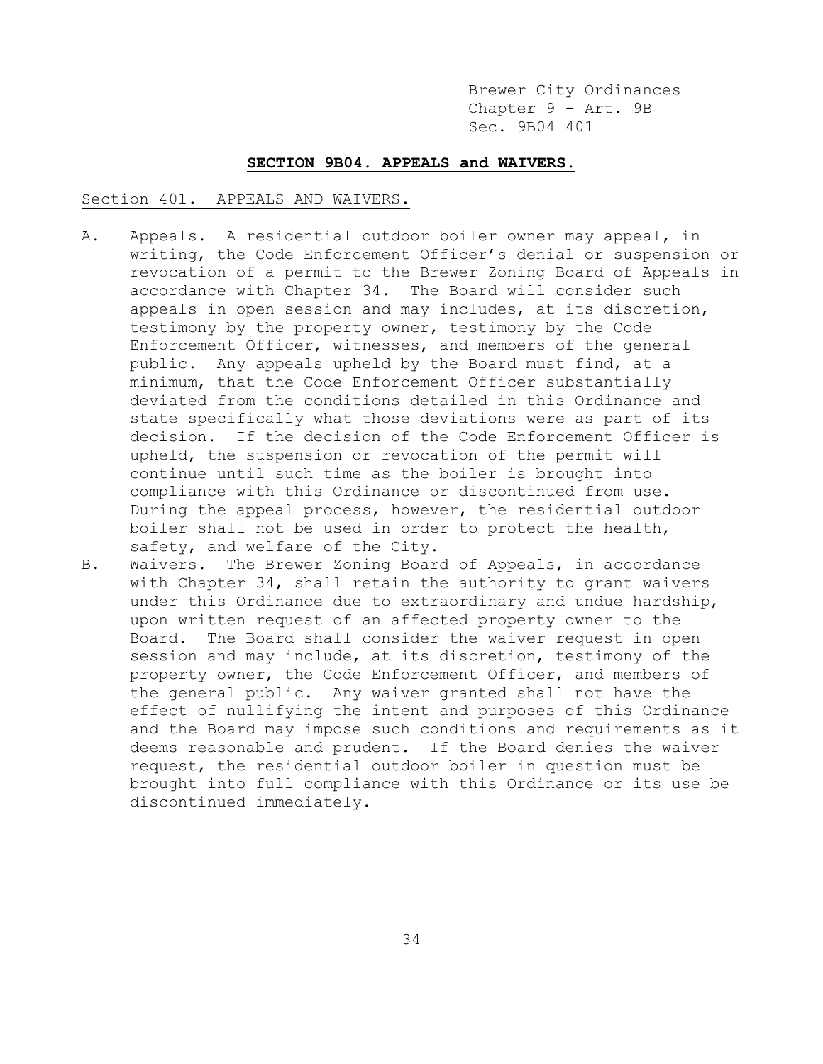## SECTION 9B04. APPEALS and WAIVERS.

Section 401. APPEALS AND WAIVERS.

A. Appeals. A residential outdoor boiler owner may appeal, in writing, the Code Enforcement Officer's denial or suspension or revocation of a permit to the Brewer Zoning Board of Appeals in accordance with Chapter 34. The Board will consider such appeals in open session and may includes, at its discretion, testimony by the property owner, testimony by the Code Enforcement Officer, witnesses, and members of the general public. Any appeals upheld by the Board must find, at a minimum, that the Code Enforcement Officer substantially deviated from the conditions detailed in this Ordinance and state specifically what those deviations were as part of its decision. If the decision of the Code Enforcement Officer is upheld, the suspension or revocation of the permit will continue until such time as the boiler is brought into compliance with this Ordinance or discontinued from use. During the appeal process, however, the residential outdoor boiler shall not be used in order to protect the health, safety, and welfare of the City.

B. Waivers. The Brewer Zoning Board of Appeals, in accordance with Chapter 34, shall retain the authority to grant waivers under this Ordinance due to extraordinary and undue hardship, upon written request of an affected property owner to the Board. The Board shall consider the waiver request in open session and may include, at its discretion, testimony of the property owner, the Code Enforcement Officer, and members of the general public. Any waiver granted shall not have the effect of nullifying the intent and purposes of this Ordinance and the Board may impose such conditions and requirements as it deems reasonable and prudent. If the Board denies the waiver request, the residential outdoor boiler in question must be brought into full compliance with this Ordinance or its use be discontinued immediately.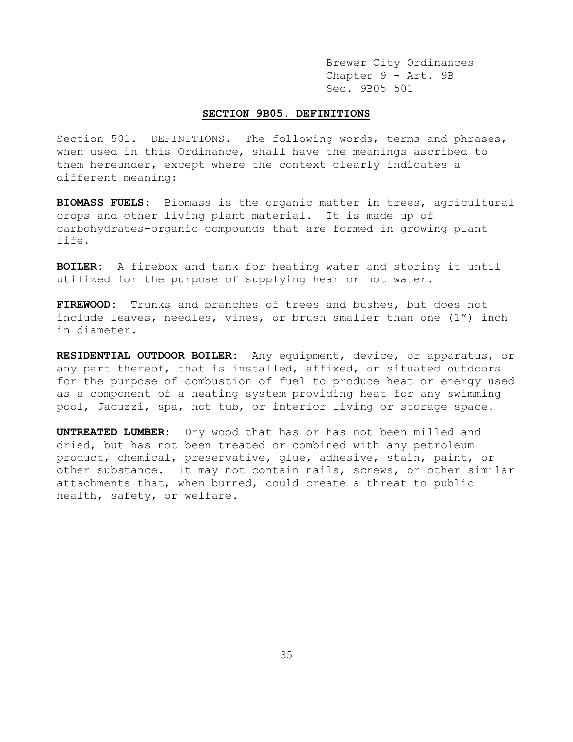## SECTION 9B05. DEFINITIONS

Section 501. DEFINITIONS. The following words, terms and phrases, when used in this Ordinance, shall have the meanings ascribed to them hereunder, except where the context clearly indicates a different meaning:

**BIOMASS FUELS:** Biomass is the organic matter in trees, agricultural crops and other living plant material. It is made up of carbohydrates-organic compounds that are formed in growing plant life.

**BOILER:** A firebox and tank for heating water and storing it until utilized for the purpose of supplying hear or hot water.

**FIREWOOD:** Trunks and branches of trees and bushes, but does not include leaves, needles, vines, or brush smaller than one (1") inch in diameter.

**RESIDENTIAL OUTDOOR BOILER:** Any equipment, device, or apparatus, or any part thereof, that is installed, affixed, or situated outdoors for the purpose of combustion of fuel to produce heat or energy used as a component of a heating system providing heat for any swimming pool, Jacuzzi, spa, hot tub, or interior living or storage space.

**UNTREATED LUMBER:** Dry wood that has or has not been milled and dried, but has not been treated or combined with any petroleum product, chemical, preservative, glue, adhesive, stain, paint, or other substance. It may not contain nails, screws, or other similar attachments that, when burned, could create a threat to public health, safety, or welfare.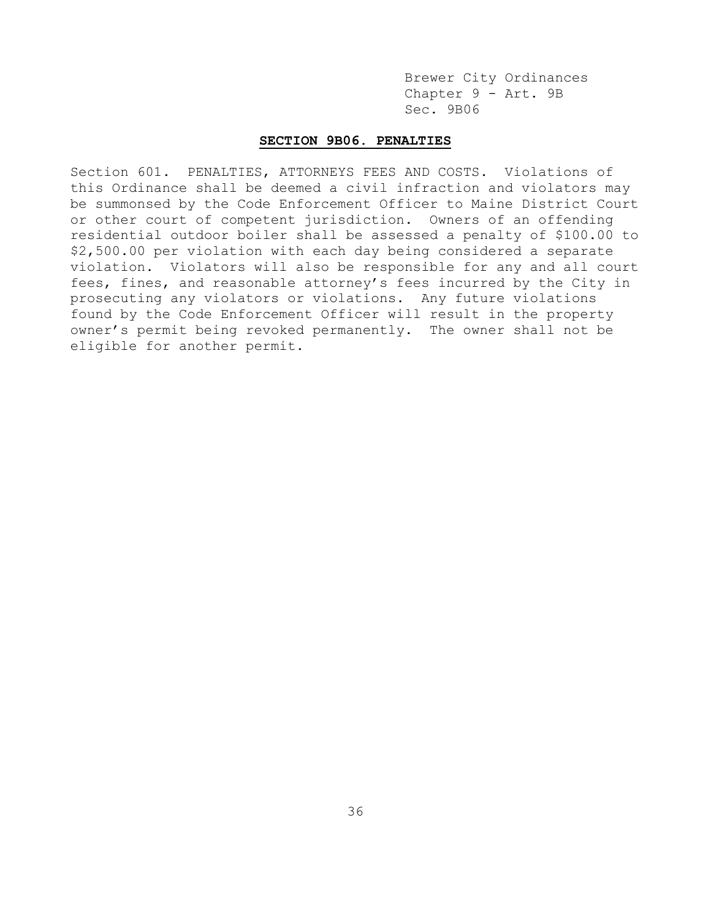Brewer City Ordinances
Chapter 9 - Art. 9B
Sec. 9B06

## SECTION 9B06. PENALTIES

Section 601. PENALTIES, ATTORNEYS FEES AND COSTS. Violations of this Ordinance shall be deemed a civil infraction and violators may be summonsed by the Code Enforcement Officer to Maine District Court or other court of competent jurisdiction. Owners of an offending residential outdoor boiler shall be assessed a penalty of $100.00 to $2,500.00 per violation with each day being considered a separate violation. Violators will also be responsible for any and all court fees, fines, and reasonable attorney's fees incurred by the City in prosecuting any violators or violations. Any future violations found by the Code Enforcement Officer will result in the property owner's permit being revoked permanently. The owner shall not be eligible for another permit.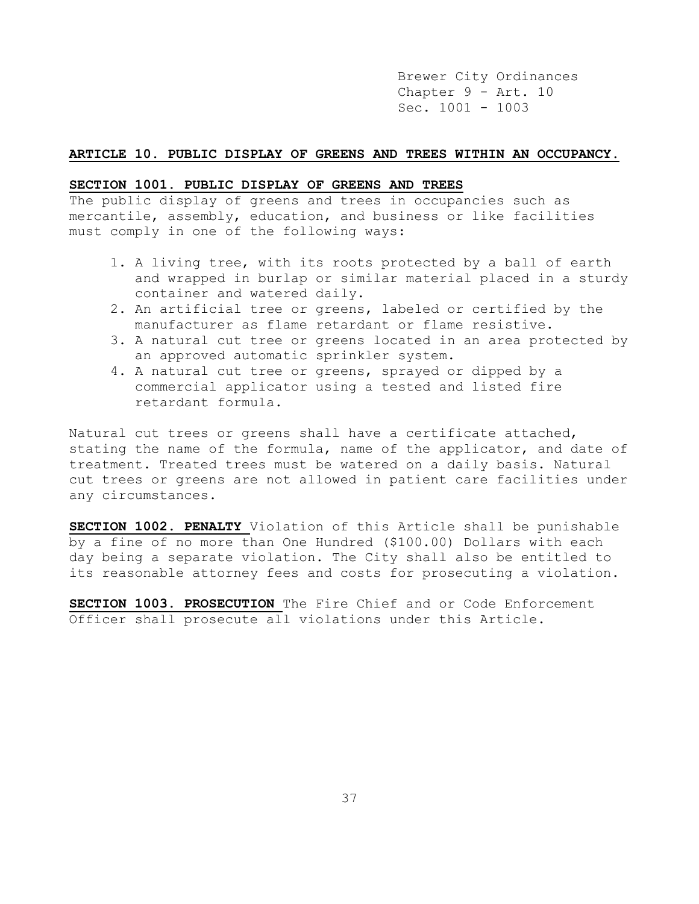## ARTICLE 10. PUBLIC DISPLAY OF GREENS AND TREES WITHIN AN OCCUPANCY.

### SECTION 1001. PUBLIC DISPLAY OF GREENS AND TREES

The public display of greens and trees in occupancies such as mercantile, assembly, education, and business or like facilities must comply in one of the following ways:

1. A living tree, with its roots protected by a ball of earth and wrapped in burlap or similar material placed in a sturdy container and watered daily.
2. An artificial tree or greens, labeled or certified by the manufacturer as flame retardant or flame resistive.
3. A natural cut tree or greens located in an area protected by an approved automatic sprinkler system.
4. A natural cut tree or greens, sprayed or dipped by a commercial applicator using a tested and listed fire retardant formula.

Natural cut trees or greens shall have a certificate attached, stating the name of the formula, name of the applicator, and date of treatment. Treated trees must be watered on a daily basis. Natural cut trees or greens are not allowed in patient care facilities under any circumstances.

**SECTION 1002. PENALTY** Violation of this Article shall be punishable by a fine of no more than One Hundred ($100.00) Dollars with each day being a separate violation. The City shall also be entitled to its reasonable attorney fees and costs for prosecuting a violation.

**SECTION 1003. PROSECUTION** The Fire Chief and or Code Enforcement Officer shall prosecute all violations under this Article.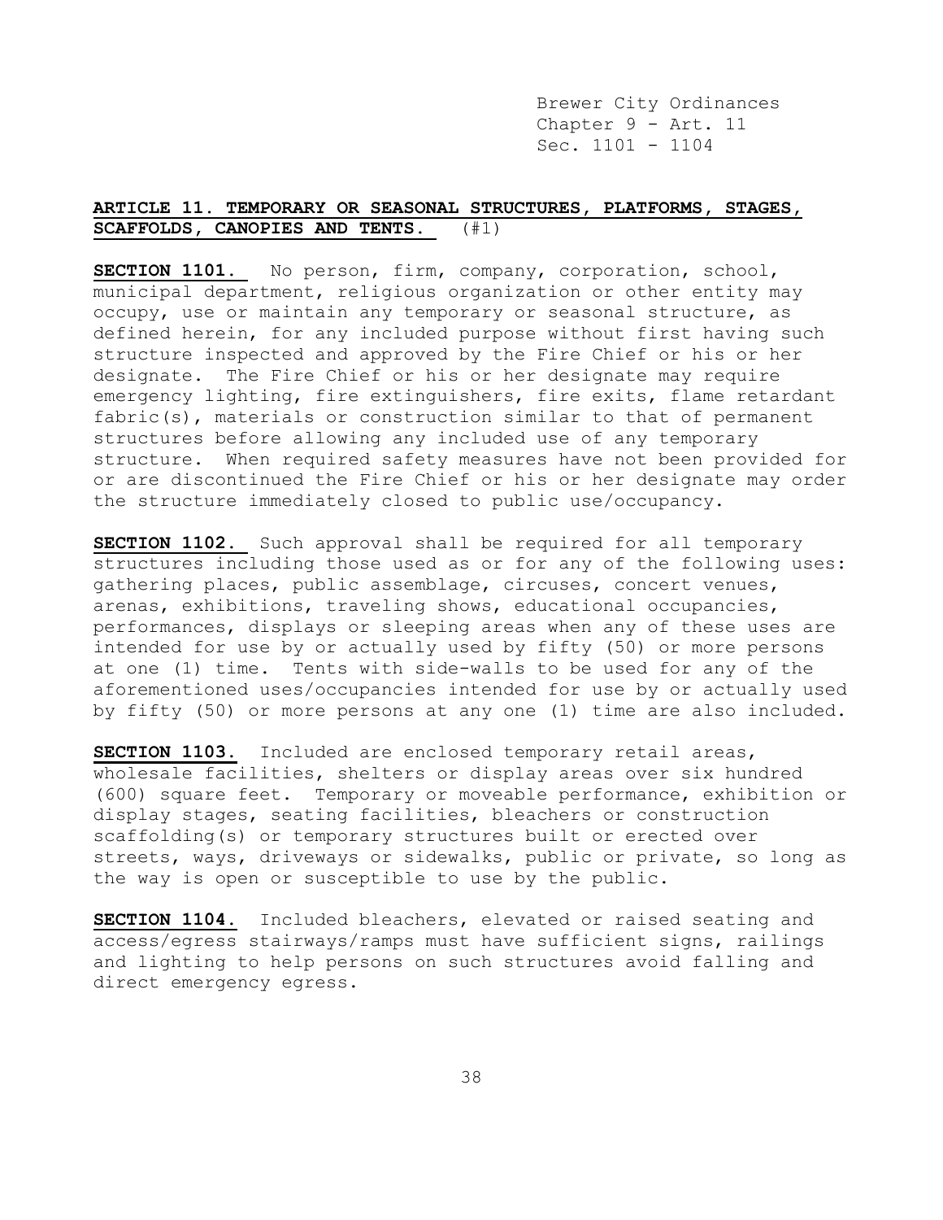## ARTICLE 11. TEMPORARY OR SEASONAL STRUCTURES, PLATFORMS, STAGES, SCAFFOLDS, CANOPIES AND TENTS. (#1)

**SECTION 1101.** No person, firm, company, corporation, school, municipal department, religious organization or other entity may occupy, use or maintain any temporary or seasonal structure, as defined herein, for any included purpose without first having such structure inspected and approved by the Fire Chief or his or her designate. The Fire Chief or his or her designate may require emergency lighting, fire extinguishers, fire exits, flame retardant fabric(s), materials or construction similar to that of permanent structures before allowing any included use of any temporary structure. When required safety measures have not been provided for or are discontinued the Fire Chief or his or her designate may order the structure immediately closed to public use/occupancy.

**SECTION 1102.** Such approval shall be required for all temporary structures including those used as or for any of the following uses: gathering places, public assemblage, circuses, concert venues, arenas, exhibitions, traveling shows, educational occupancies, performances, displays or sleeping areas when any of these uses are intended for use by or actually used by fifty (50) or more persons at one (1) time. Tents with side-walls to be used for any of the aforementioned uses/occupancies intended for use by or actually used by fifty (50) or more persons at any one (1) time are also included.

**SECTION 1103.** Included are enclosed temporary retail areas, wholesale facilities, shelters or display areas over six hundred (600) square feet. Temporary or moveable performance, exhibition or display stages, seating facilities, bleachers or construction scaffolding(s) or temporary structures built or erected over streets, ways, driveways or sidewalks, public or private, so long as the way is open or susceptible to use by the public.

**SECTION 1104.** Included bleachers, elevated or raised seating and access/egress stairways/ramps must have sufficient signs, railings and lighting to help persons on such structures avoid falling and direct emergency egress.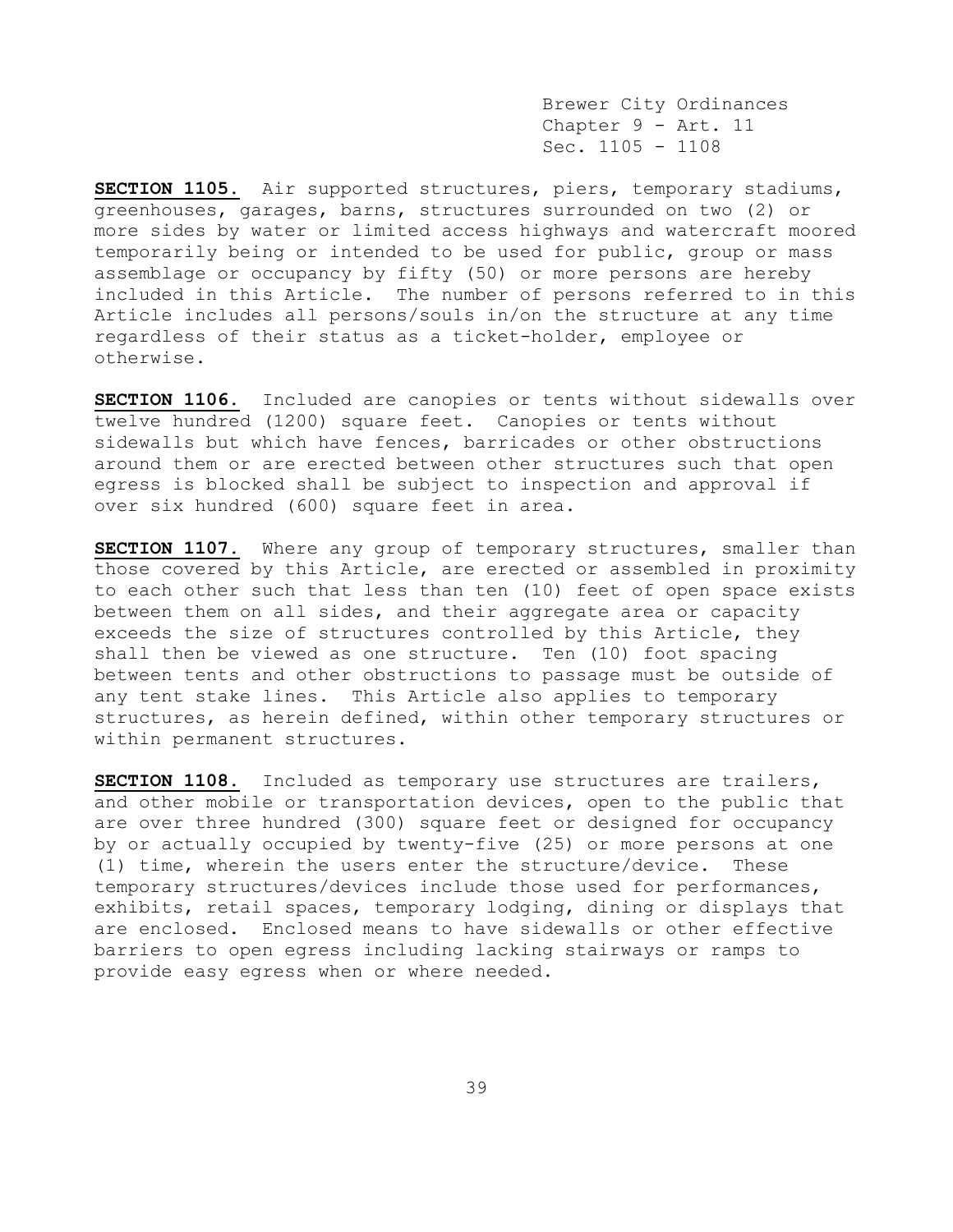**SECTION 1105.** Air supported structures, piers, temporary stadiums, greenhouses, garages, barns, structures surrounded on two (2) or more sides by water or limited access highways and watercraft moored temporarily being or intended to be used for public, group or mass assemblage or occupancy by fifty (50) or more persons are hereby included in this Article. The number of persons referred to in this Article includes all persons/souls in/on the structure at any time regardless of their status as a ticket-holder, employee or otherwise.

**SECTION 1106.** Included are canopies or tents without sidewalls over twelve hundred (1200) square feet. Canopies or tents without sidewalls but which have fences, barricades or other obstructions around them or are erected between other structures such that open egress is blocked shall be subject to inspection and approval if over six hundred (600) square feet in area.

**SECTION 1107.** Where any group of temporary structures, smaller than those covered by this Article, are erected or assembled in proximity to each other such that less than ten (10) feet of open space exists between them on all sides, and their aggregate area or capacity exceeds the size of structures controlled by this Article, they shall then be viewed as one structure. Ten (10) foot spacing between tents and other obstructions to passage must be outside of any tent stake lines. This Article also applies to temporary structures, as herein defined, within other temporary structures or within permanent structures.

**SECTION 1108.** Included as temporary use structures are trailers, and other mobile or transportation devices, open to the public that are over three hundred (300) square feet or designed for occupancy by or actually occupied by twenty-five (25) or more persons at one (1) time, wherein the users enter the structure/device. These temporary structures/devices include those used for performances, exhibits, retail spaces, temporary lodging, dining or displays that are enclosed. Enclosed means to have sidewalls or other effective barriers to open egress including lacking stairways or ramps to provide easy egress when or where needed.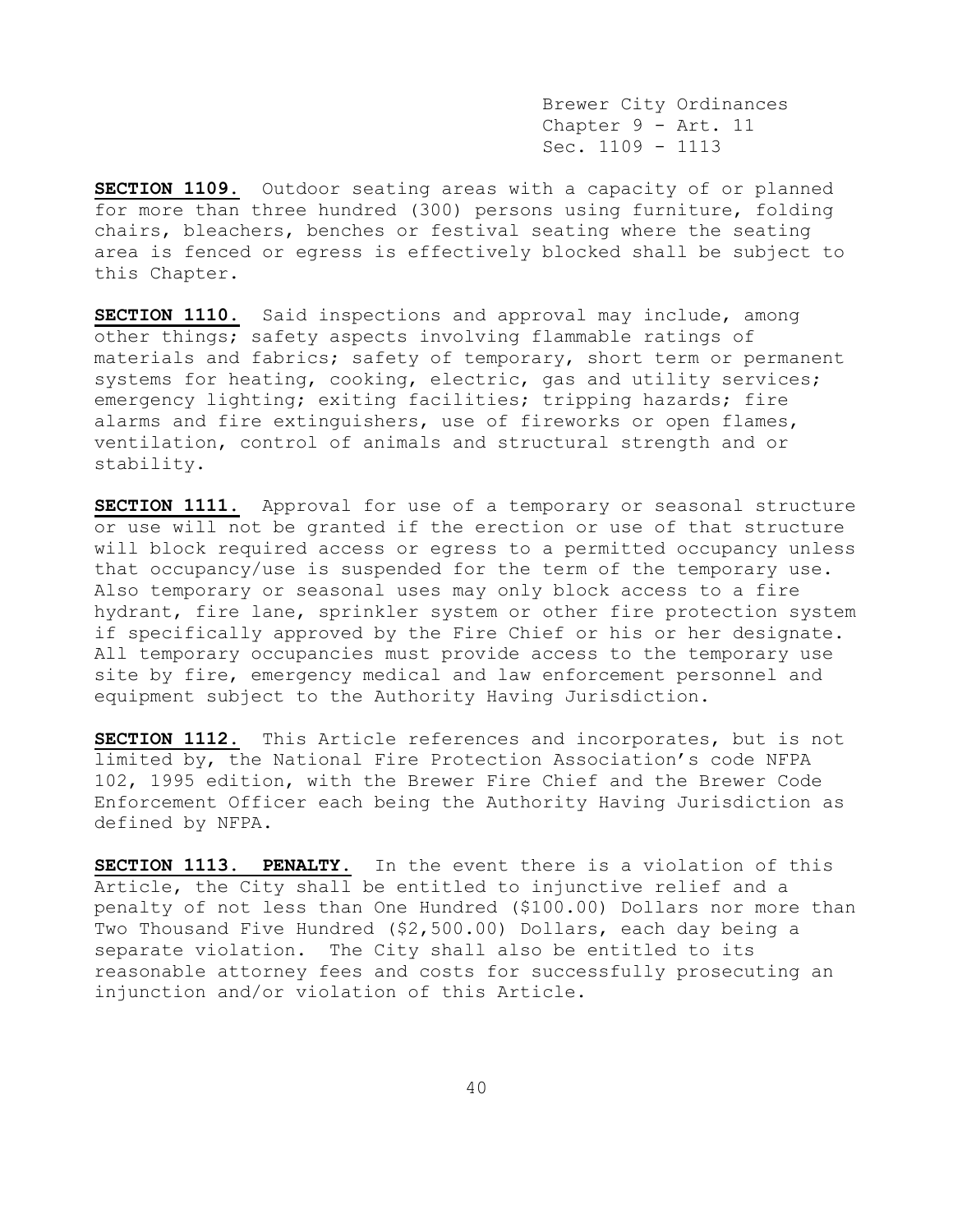**SECTION 1109.** Outdoor seating areas with a capacity of or planned for more than three hundred (300) persons using furniture, folding chairs, bleachers, benches or festival seating where the seating area is fenced or egress is effectively blocked shall be subject to this Chapter.

**SECTION 1110.** Said inspections and approval may include, among other things; safety aspects involving flammable ratings of materials and fabrics; safety of temporary, short term or permanent systems for heating, cooking, electric, gas and utility services; emergency lighting; exiting facilities; tripping hazards; fire alarms and fire extinguishers, use of fireworks or open flames, ventilation, control of animals and structural strength and or stability.

**SECTION 1111.** Approval for use of a temporary or seasonal structure or use will not be granted if the erection or use of that structure will block required access or egress to a permitted occupancy unless that occupancy/use is suspended for the term of the temporary use. Also temporary or seasonal uses may only block access to a fire hydrant, fire lane, sprinkler system or other fire protection system if specifically approved by the Fire Chief or his or her designate. All temporary occupancies must provide access to the temporary use site by fire, emergency medical and law enforcement personnel and equipment subject to the Authority Having Jurisdiction.

**SECTION 1112.** This Article references and incorporates, but is not limited by, the National Fire Protection Association's code NFPA 102, 1995 edition, with the Brewer Fire Chief and the Brewer Code Enforcement Officer each being the Authority Having Jurisdiction as defined by NFPA.

**SECTION 1113. PENALTY.** In the event there is a violation of this Article, the City shall be entitled to injunctive relief and a penalty of not less than One Hundred ($100.00) Dollars nor more than Two Thousand Five Hundred ($2,500.00) Dollars, each day being a separate violation. The City shall also be entitled to its reasonable attorney fees and costs for successfully prosecuting an injunction and/or violation of this Article.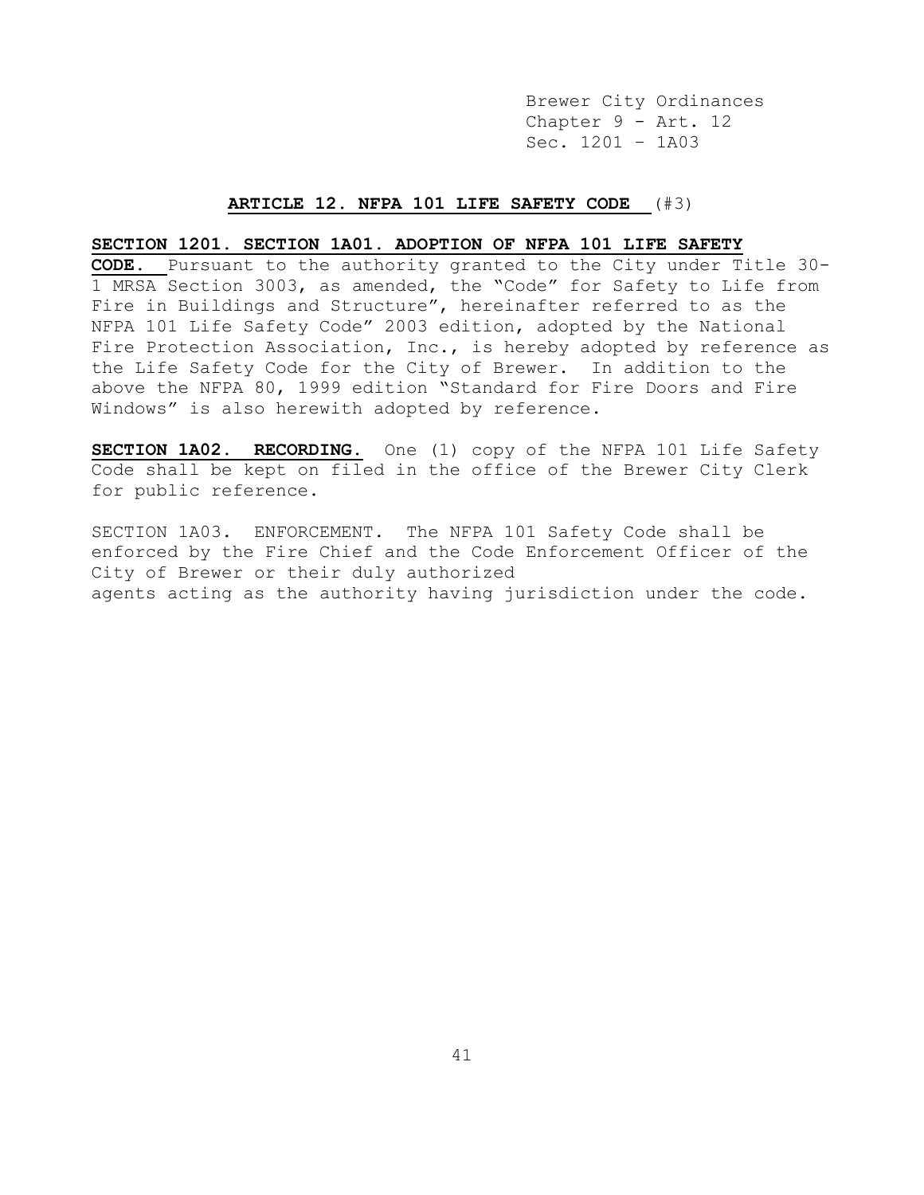Brewer City Ordinances
Chapter 9 - Art. 12
Sec. 1201 – 1A03

## ARTICLE 12. NFPA 101 LIFE SAFETY CODE (#3)

**SECTION 1201. SECTION 1A01. ADOPTION OF NFPA 101 LIFE SAFETY CODE.** Pursuant to the authority granted to the City under Title 30-1 MRSA Section 3003, as amended, the "Code" for Safety to Life from Fire in Buildings and Structure", hereinafter referred to as the NFPA 101 Life Safety Code" 2003 edition, adopted by the National Fire Protection Association, Inc., is hereby adopted by reference as the Life Safety Code for the City of Brewer. In addition to the above the NFPA 80, 1999 edition "Standard for Fire Doors and Fire Windows" is also herewith adopted by reference.

**SECTION 1A02. RECORDING.** One (1) copy of the NFPA 101 Life Safety Code shall be kept on filed in the office of the Brewer City Clerk for public reference.

SECTION 1A03. ENFORCEMENT. The NFPA 101 Safety Code shall be enforced by the Fire Chief and the Code Enforcement Officer of the City of Brewer or their duly authorized agents acting as the authority having jurisdiction under the code.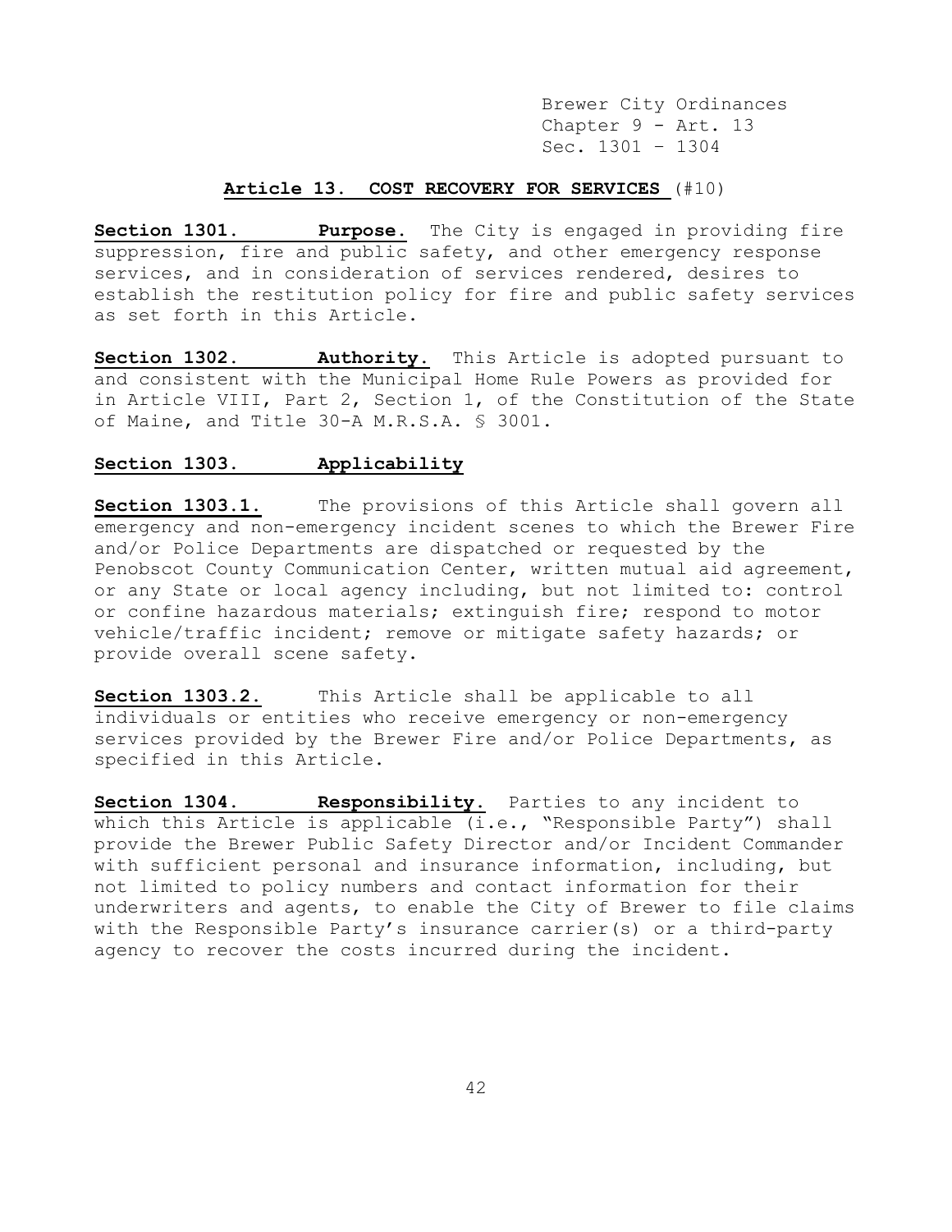## Article 13. COST RECOVERY FOR SERVICES (#10)

**Section 1301. Purpose.** The City is engaged in providing fire suppression, fire and public safety, and other emergency response services, and in consideration of services rendered, desires to establish the restitution policy for fire and public safety services as set forth in this Article.

**Section 1302. Authority.** This Article is adopted pursuant to and consistent with the Municipal Home Rule Powers as provided for in Article VIII, Part 2, Section 1, of the Constitution of the State of Maine, and Title 30-A M.R.S.A. § 3001.

**Section 1303. Applicability**

**Section 1303.1.** The provisions of this Article shall govern all emergency and non-emergency incident scenes to which the Brewer Fire and/or Police Departments are dispatched or requested by the Penobscot County Communication Center, written mutual aid agreement, or any State or local agency including, but not limited to: control or confine hazardous materials; extinguish fire; respond to motor vehicle/traffic incident; remove or mitigate safety hazards; or provide overall scene safety.

**Section 1303.2.** This Article shall be applicable to all individuals or entities who receive emergency or non-emergency services provided by the Brewer Fire and/or Police Departments, as specified in this Article.

**Section 1304. Responsibility.** Parties to any incident to which this Article is applicable (i.e., "Responsible Party") shall provide the Brewer Public Safety Director and/or Incident Commander with sufficient personal and insurance information, including, but not limited to policy numbers and contact information for their underwriters and agents, to enable the City of Brewer to file claims with the Responsible Party's insurance carrier(s) or a third-party agency to recover the costs incurred during the incident.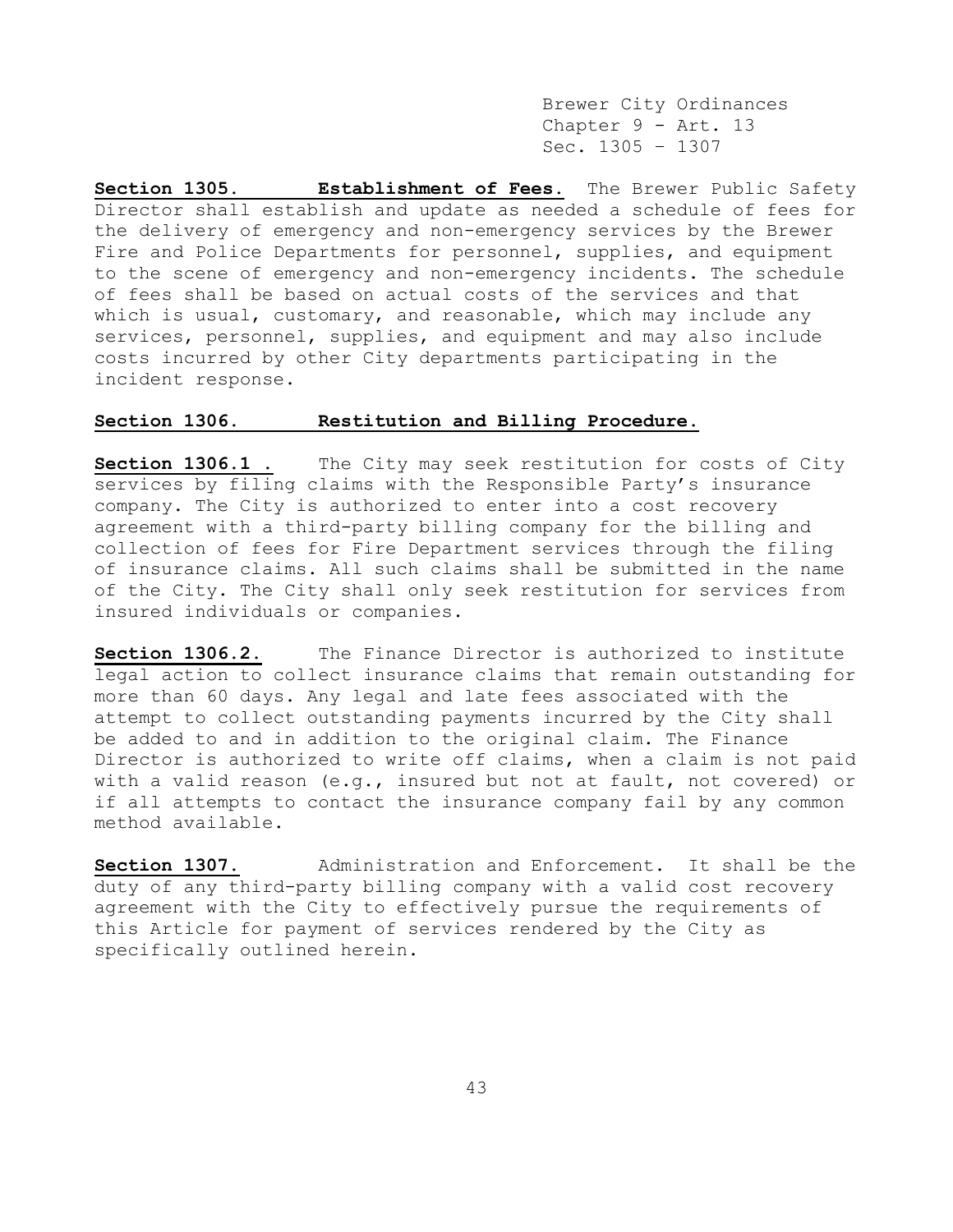**Section 1305. Establishment of Fees.** The Brewer Public Safety Director shall establish and update as needed a schedule of fees for the delivery of emergency and non-emergency services by the Brewer Fire and Police Departments for personnel, supplies, and equipment to the scene of emergency and non-emergency incidents. The schedule of fees shall be based on actual costs of the services and that which is usual, customary, and reasonable, which may include any services, personnel, supplies, and equipment and may also include costs incurred by other City departments participating in the incident response.

**Section 1306. Restitution and Billing Procedure.**

**Section 1306.1 .** The City may seek restitution for costs of City services by filing claims with the Responsible Party's insurance company. The City is authorized to enter into a cost recovery agreement with a third-party billing company for the billing and collection of fees for Fire Department services through the filing of insurance claims. All such claims shall be submitted in the name of the City. The City shall only seek restitution for services from insured individuals or companies.

**Section 1306.2.** The Finance Director is authorized to institute legal action to collect insurance claims that remain outstanding for more than 60 days. Any legal and late fees associated with the attempt to collect outstanding payments incurred by the City shall be added to and in addition to the original claim. The Finance Director is authorized to write off claims, when a claim is not paid with a valid reason (e.g., insured but not at fault, not covered) or if all attempts to contact the insurance company fail by any common method available.

**Section 1307.** Administration and Enforcement. It shall be the duty of any third-party billing company with a valid cost recovery agreement with the City to effectively pursue the requirements of this Article for payment of services rendered by the City as specifically outlined herein.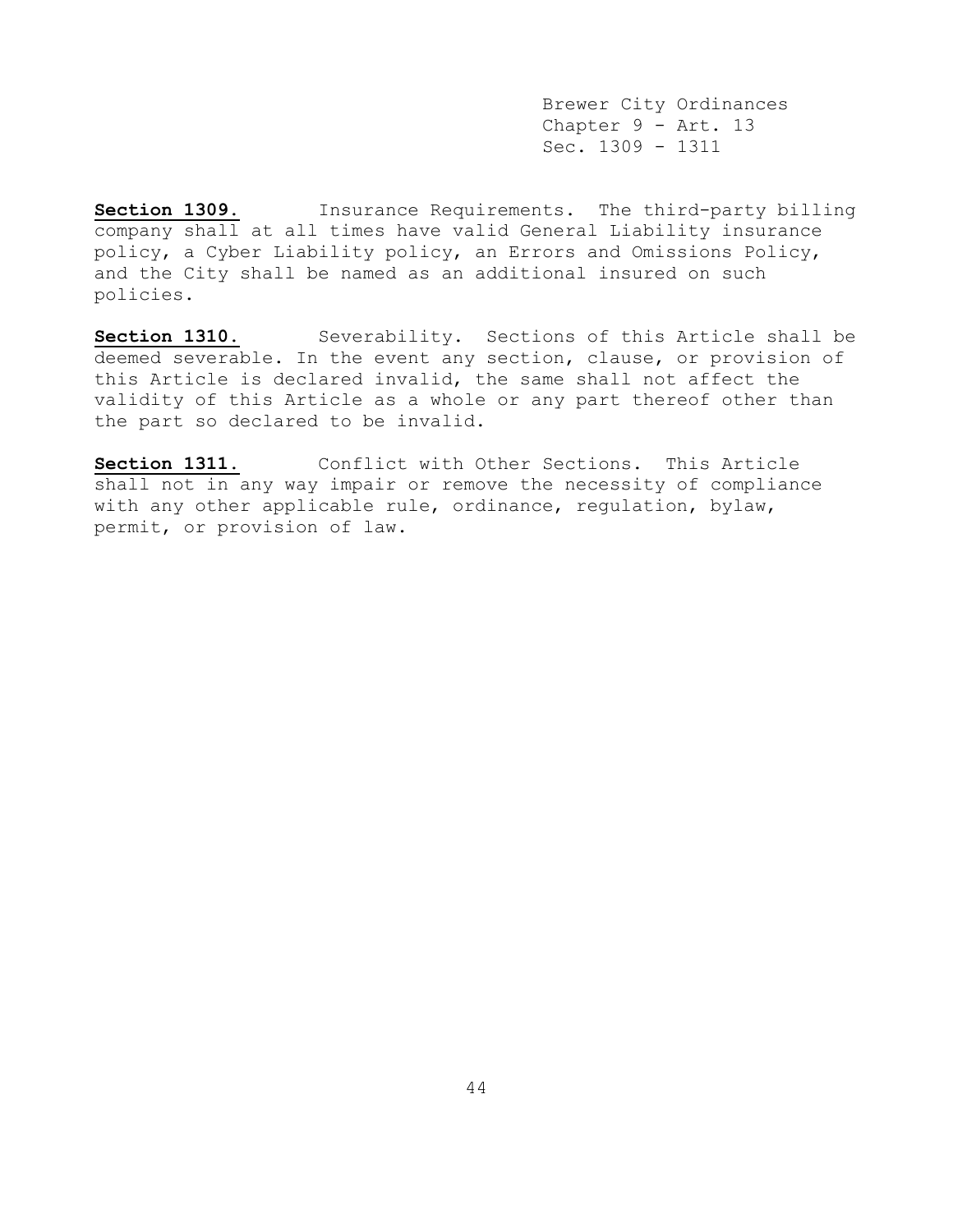**Section 1309.** Insurance Requirements. The third-party billing company shall at all times have valid General Liability insurance policy, a Cyber Liability policy, an Errors and Omissions Policy, and the City shall be named as an additional insured on such policies.

**Section 1310.** Severability. Sections of this Article shall be deemed severable. In the event any section, clause, or provision of this Article is declared invalid, the same shall not affect the validity of this Article as a whole or any part thereof other than the part so declared to be invalid.

**Section 1311.** Conflict with Other Sections. This Article shall not in any way impair or remove the necessity of compliance with any other applicable rule, ordinance, regulation, bylaw, permit, or provision of law.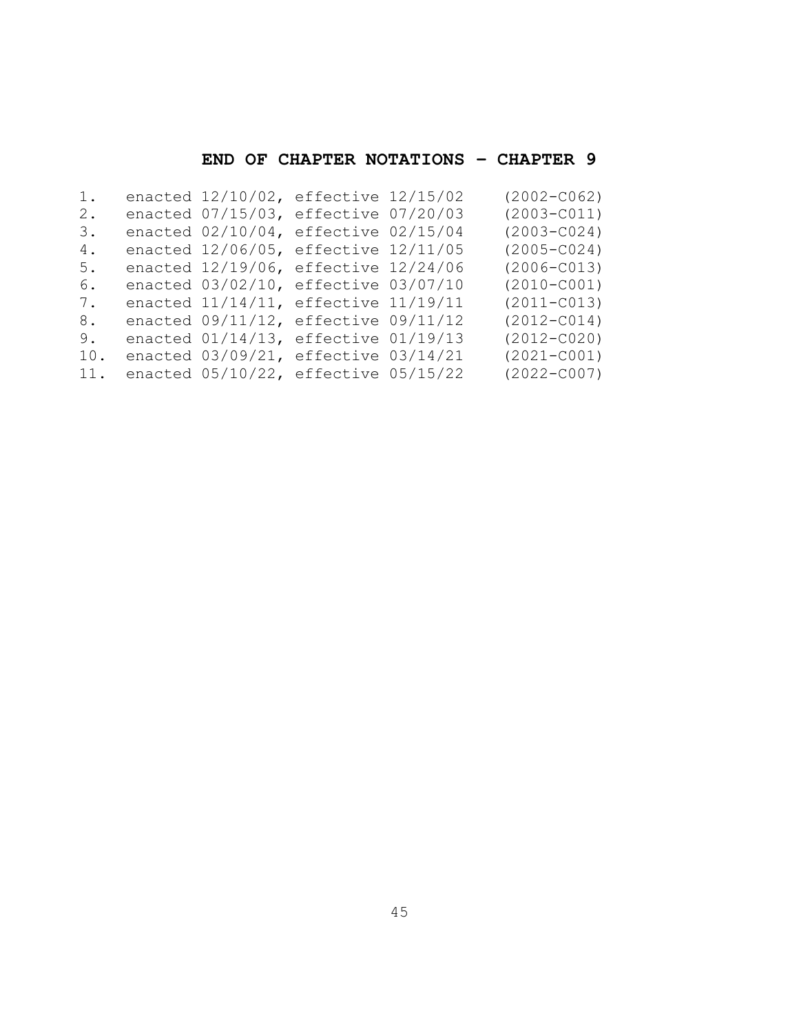## END OF CHAPTER NOTATIONS – CHAPTER 9

1. enacted 12/10/02, effective 12/15/02 (2002-C062)
2. enacted 07/15/03, effective 07/20/03 (2003-C011)
3. enacted 02/10/04, effective 02/15/04 (2003-C024)
4. enacted 12/06/05, effective 12/11/05 (2005-C024)
5. enacted 12/19/06, effective 12/24/06 (2006-C013)
6. enacted 03/02/10, effective 03/07/10 (2010-C001)
7. enacted 11/14/11, effective 11/19/11 (2011-C013)
8. enacted 09/11/12, effective 09/11/12 (2012-C014)
9. enacted 01/14/13, effective 01/19/13 (2012-C020)
10. enacted 03/09/21, effective 03/14/21 (2021-C001)
11. enacted 05/10/22, effective 05/15/22 (2022-C007)